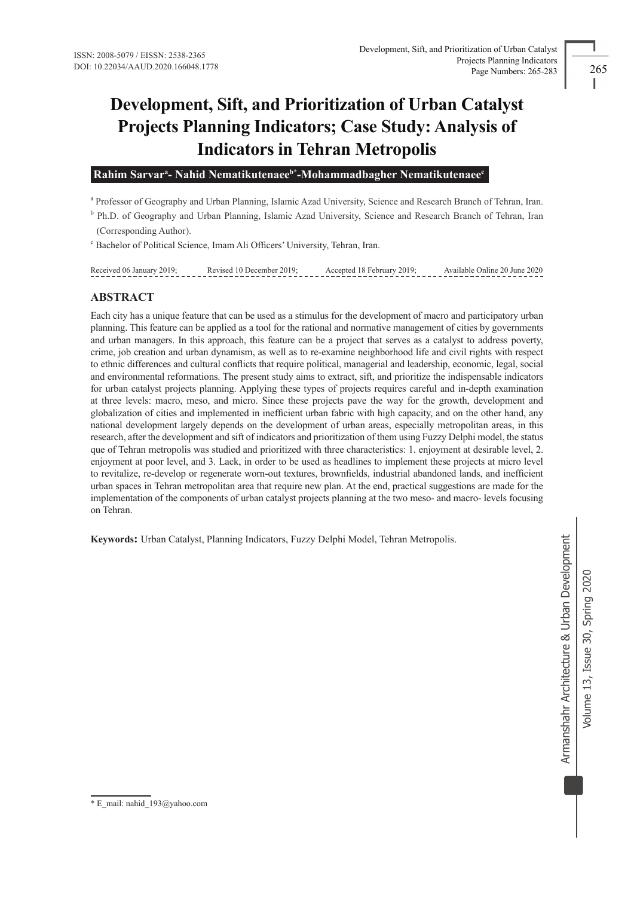ISSN: 2008-5079 / EISSN: 2538-2365
DOI: 10.22034/AAUD.2020.166048.1778

# Development, Sift, and Prioritization of Urban Catalyst Projects Planning Indicators; Case Study: Analysis of Indicators in Tehran Metropolis

**Rahim Sarvar[a]- Nahid Nematikutenaee[b*]-Mohammadbagher Nematikutenaee[c]**

[a] Professor of Geography and Urban Planning, Islamic Azad University, Science and Research Branch of Tehran, Iran.

[b] Ph.D. of Geography and Urban Planning, Islamic Azad University, Science and Research Branch of Tehran, Iran (Corresponding Author).

[c] Bachelor of Political Science, Imam Ali Officers' University, Tehran, Iran.

Received 06 January 2019; Revised 10 December 2019; Accepted 18 February 2019; Available Online 20 June 2020

## ABSTRACT

Each city has a unique feature that can be used as a stimulus for the development of macro and participatory urban planning. This feature can be applied as a tool for the rational and normative management of cities by governments and urban managers. In this approach, this feature can be a project that serves as a catalyst to address poverty, crime, job creation and urban dynamism, as well as to re-examine neighborhood life and civil rights with respect to ethnic differences and cultural conflicts that require political, managerial and leadership, economic, legal, social and environmental reformations. The present study aims to extract, sift, and prioritize the indispensable indicators for urban catalyst projects planning. Applying these types of projects requires careful and in-depth examination at three levels: macro, meso, and micro. Since these projects pave the way for the growth, development and globalization of cities and implemented in inefficient urban fabric with high capacity, and on the other hand, any national development largely depends on the development of urban areas, especially metropolitan areas, in this research, after the development and sift of indicators and prioritization of them using Fuzzy Delphi model, the status que of Tehran metropolis was studied and prioritized with three characteristics: 1. enjoyment at desirable level, 2. enjoyment at poor level, and 3. Lack, in order to be used as headlines to implement these projects at micro level to revitalize, re-develop or regenerate worn-out textures, brownfields, industrial abandoned lands, and inefficient urban spaces in Tehran metropolitan area that require new plan. At the end, practical suggestions are made for the implementation of the components of urban catalyst projects planning at the two meso- and macro- levels focusing on Tehran.

**Keywords:** Urban Catalyst, Planning Indicators, Fuzzy Delphi Model, Tehran Metropolis.

* E_mail: nahid_193@yahoo.com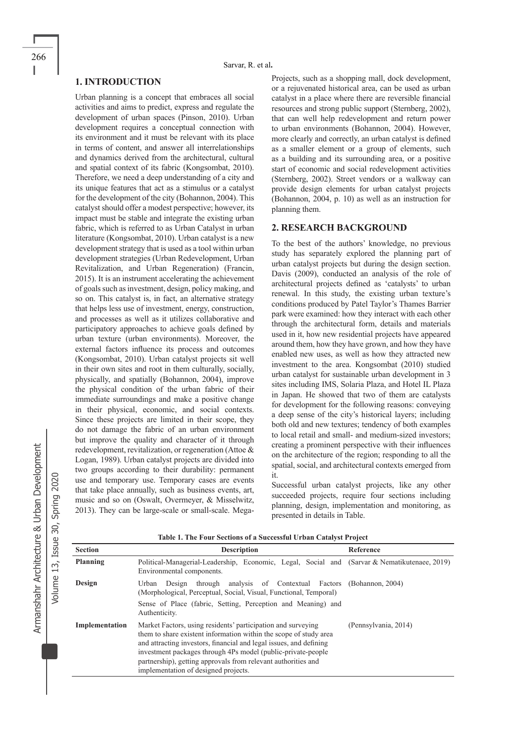## 1. INTRODUCTION

Urban planning is a concept that embraces all social activities and aims to predict, express and regulate the development of urban spaces (Pinson, 2010). Urban development requires a conceptual connection with its environment and it must be relevant with its place in terms of content, and answer all interrelationships and dynamics derived from the architectural, cultural and spatial context of its fabric (Kongsombat, 2010). Therefore, we need a deep understanding of a city and its unique features that act as a stimulus or a catalyst for the development of the city (Bohannon, 2004). This catalyst should offer a modest perspective; however, its impact must be stable and integrate the existing urban fabric, which is referred to as Urban Catalyst in urban literature (Kongsombat, 2010). Urban catalyst is a new development strategy that is used as a tool within urban development strategies (Urban Redevelopment, Urban Revitalization, and Urban Regeneration) (Francin, 2015). It is an instrument accelerating the achievement of goals such as investment, design, policy making, and so on. This catalyst is, in fact, an alternative strategy that helps less use of investment, energy, construction, and processes as well as it utilizes collaborative and participatory approaches to achieve goals defined by urban texture (urban environments). Moreover, the external factors influence its process and outcomes (Kongsombat, 2010). Urban catalyst projects sit well in their own sites and root in them culturally, socially, physically, and spatially (Bohannon, 2004), improve the physical condition of the urban fabric of their immediate surroundings and make a positive change in their physical, economic, and social contexts. Since these projects are limited in their scope, they do not damage the fabric of an urban environment but improve the quality and character of it through redevelopment, revitalization, or regeneration (Attoe & Logan, 1989). Urban catalyst projects are divided into two groups according to their durability: permanent use and temporary use. Temporary cases are events that take place annually, such as business events, art, music and so on (Oswalt, Overmeyer, & Misselwitz, 2013). They can be large-scale or small-scale. Mega-Projects, such as a shopping mall, dock development, or a rejuvenated historical area, can be used as urban catalyst in a place where there are reversible financial resources and strong public support (Sternberg, 2002), that can well help redevelopment and return power to urban environments (Bohannon, 2004). However, more clearly and correctly, an urban catalyst is defined as a smaller element or a group of elements, such as a building and its surrounding area, or a positive start of economic and social redevelopment activities (Sternberg, 2002). Street vendors or a walkway can provide design elements for urban catalyst projects (Bohannon, 2004, p. 10) as well as an instruction for planning them.

## 2. RESEARCH BACKGROUND

To the best of the authors' knowledge, no previous study has separately explored the planning part of urban catalyst projects but during the design section. Davis (2009), conducted an analysis of the role of architectural projects defined as 'catalysts' to urban renewal. In this study, the existing urban texture's conditions produced by Patel Taylor's Thames Barrier park were examined: how they interact with each other through the architectural form, details and materials used in it, how new residential projects have appeared around them, how they have grown, and how they have enabled new uses, as well as how they attracted new investment to the area. Kongsombat (2010) studied urban catalyst for sustainable urban development in 3 sites including IMS, Solaria Plaza, and Hotel IL Plaza in Japan. He showed that two of them are catalysts for development for the following reasons: conveying a deep sense of the city's historical layers; including both old and new textures; tendency of both examples to local retail and small- and medium-sized investors; creating a prominent perspective with their influences on the architecture of the region; responding to all the spatial, social, and architectural contexts emerged from it.

Successful urban catalyst projects, like any other succeeded projects, require four sections including planning, design, implementation and monitoring, as presented in details in Table.

**Table 1. The Four Sections of a Successful Urban Catalyst Project**

| Section | Description | Reference |
|---|---|---|
| **Planning** | Political-Managerial-Leadership, Economic, Legal, Social and Environmental components. | (Sarvar & Nematikutenaee, 2019) |
| **Design** | Urban Design through analysis of Contextual Factors (Morphological, Perceptual, Social, Visual, Functional, Temporal)<br>Sense of Place (fabric, Setting, Perception and Meaning) and Authenticity. | (Bohannon, 2004) |
| **Implementation** | Market Factors, using residents' participation and surveying them to share existent information within the scope of study area and attracting investors, financial and legal issues, and defining investment packages through 4Ps model (public-private-people partnership), getting approvals from relevant authorities and implementation of designed projects. | (Pennsylvania, 2014) |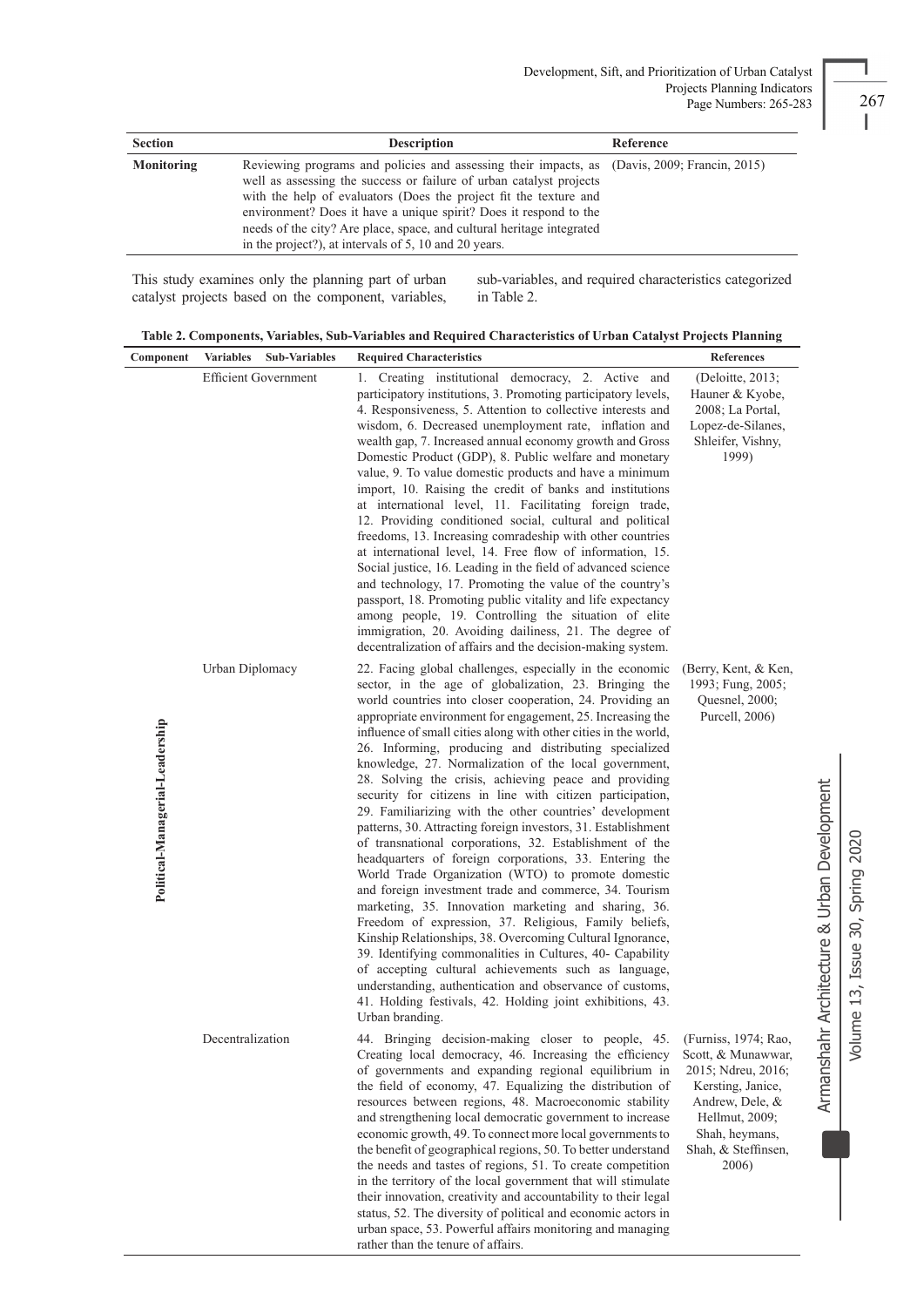| Section | Description | Reference |
|---|---|---|
| **Monitoring** | Reviewing programs and policies and assessing their impacts, as well as assessing the success or failure of urban catalyst projects with the help of evaluators (Does the project fit the texture and environment? Does it have a unique spirit? Does it respond to the needs of the city? Are place, space, and cultural heritage integrated in the project?), at intervals of 5, 10 and 20 years. | (Davis, 2009; Francin, 2015) |

This study examines only the planning part of urban catalyst projects based on the component, variables, sub-variables, and required characteristics categorized in Table 2.

**Table 2. Components, Variables, Sub-Variables and Required Characteristics of Urban Catalyst Projects Planning**

| Component | Variables | Sub-Variables | Required Characteristics | References |
|---|---|---|---|---|
| Political-Managerial-Leadership | Efficient Government | | 1. Creating institutional democracy, 2. Active and participatory institutions, 3. Promoting participatory levels, 4. Responsiveness, 5. Attention to collective interests and wisdom, 6. Decreased unemployment rate, inflation and wealth gap, 7. Increased annual economy growth and Gross Domestic Product (GDP), 8. Public welfare and monetary value, 9. To value domestic products and have a minimum import, 10. Raising the credit of banks and institutions at international level, 11. Facilitating foreign trade, 12. Providing conditioned social, cultural and political freedoms, 13. Increasing comradeship with other countries at international level, 14. Free flow of information, 15. Social justice, 16. Leading in the field of advanced science and technology, 17. Promoting the value of the country's passport, 18. Promoting public vitality and life expectancy among people, 19. Controlling the situation of elite immigration, 20. Avoiding dailiness, 21. The degree of decentralization of affairs and the decision-making system. | (Deloitte, 2013; Hauner & Kyobe, 2008; La Portal, Lopez-de-Silanes, Shleifer, Vishny, 1999) |
| | Urban Diplomacy | | 22. Facing global challenges, especially in the economic sector, in the age of globalization, 23. Bringing the world countries into closer cooperation, 24. Providing an appropriate environment for engagement, 25. Increasing the influence of small cities along with other cities in the world, 26. Informing, producing and distributing specialized knowledge, 27. Normalization of the local government, 28. Solving the crisis, achieving peace and providing security for citizens in line with citizen participation, 29. Familiarizing with the other countries' development patterns, 30. Attracting foreign investors, 31. Establishment of transnational corporations, 32. Establishment of the headquarters of foreign corporations, 33. Entering the World Trade Organization (WTO) to promote domestic and foreign investment trade and commerce, 34. Tourism marketing, 35. Innovation marketing and sharing, 36. Freedom of expression, 37. Religious, Family beliefs, Kinship Relationships, 38. Overcoming Cultural Ignorance, 39. Identifying commonalities in Cultures, 40- Capability of accepting cultural achievements such as language, understanding, authentication and observance of customs, 41. Holding festivals, 42. Holding joint exhibitions, 43. Urban branding. | (Berry, Kent, & Ken, 1993; Fung, 2005; Quesnel, 2000; Purcell, 2006) |
| | Decentralization | | 44. Bringing decision-making closer to people, 45. Creating local democracy, 46. Increasing the efficiency of governments and expanding regional equilibrium in the field of economy, 47. Equalizing the distribution of resources between regions, 48. Macroeconomic stability and strengthening local democratic government to increase economic growth, 49. To connect more local governments to the benefit of geographical regions, 50. To better understand the needs and tastes of regions, 51. To create competition in the territory of the local government that will stimulate their innovation, creativity and accountability to their legal status, 52. The diversity of political and economic actors in urban space, 53. Powerful affairs monitoring and managing rather than the tenure of affairs. | (Furniss, 1974; Rao, Scott, & Munawwar, 2015; Ndreu, 2016; Kersting, Janice, Andrew, Dele, & Hellmut, 2009; Shah, heymans, Shah, & Steffinsen, 2006) |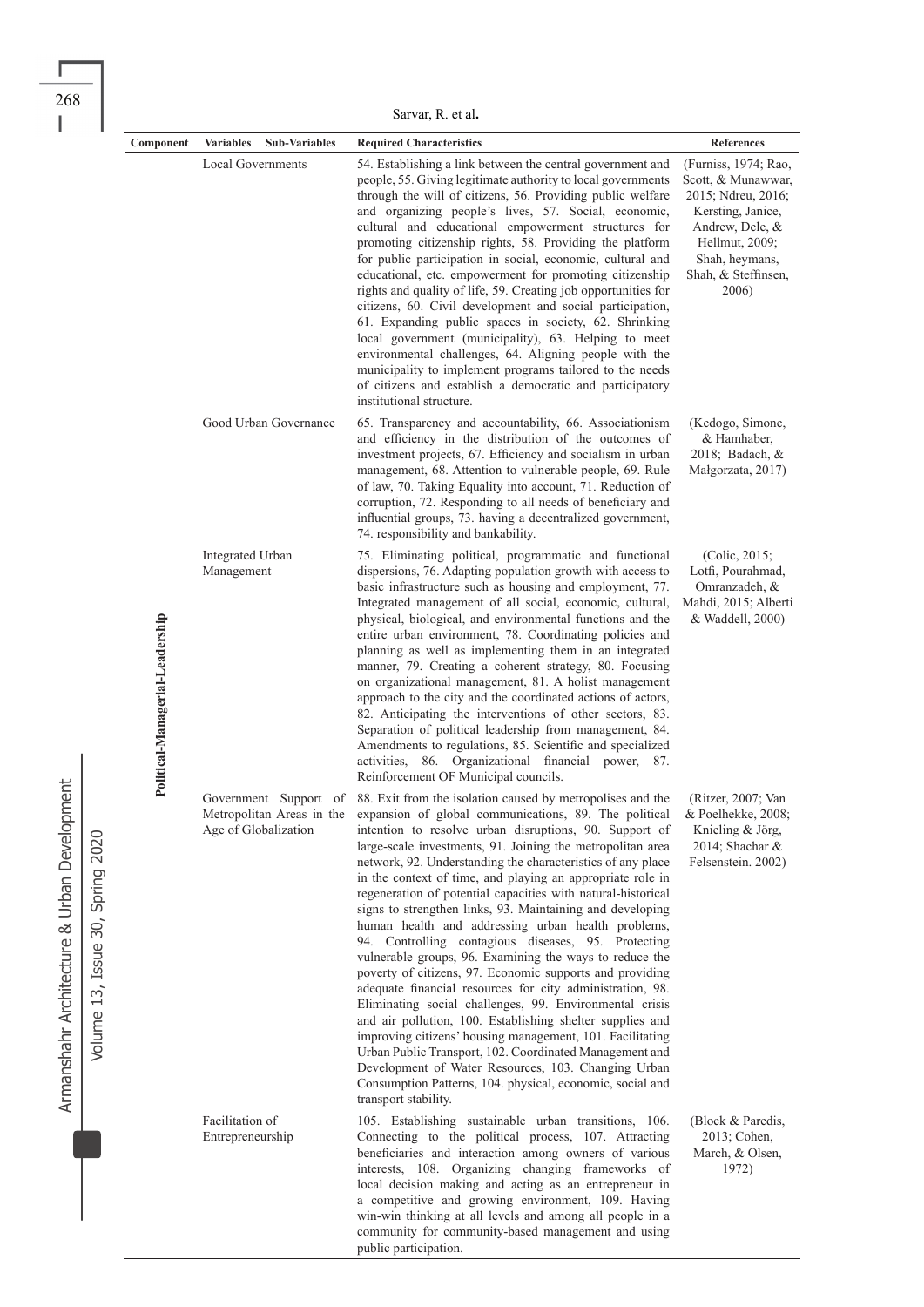| Component | Variables Sub-Variables | Required Characteristics | References |
|---|---|---|---|
| Political-Managerial-Leadership | Local Governments | 54. Establishing a link between the central government and people, 55. Giving legitimate authority to local governments through the will of citizens, 56. Providing public welfare and organizing people's lives, 57. Social, economic, cultural and educational empowerment structures for promoting citizenship rights, 58. Providing the platform for public participation in social, economic, cultural and educational, etc. empowerment for promoting citizenship rights and quality of life, 59. Creating job opportunities for citizens, 60. Civil development and social participation, 61. Expanding public spaces in society, 62. Shrinking local government (municipality), 63. Helping to meet environmental challenges, 64. Aligning people with the municipality to implement programs tailored to the needs of citizens and establish a democratic and participatory institutional structure. | (Furniss, 1974; Rao, Scott, & Munawwar, 2015; Ndreu, 2016; Kersting, Janice, Andrew, Dele, & Hellmut, 2009; Shah, heymans, Shah, & Steffinsen, 2006) |
| | Good Urban Governance | 65. Transparency and accountability, 66. Associationism and efficiency in the distribution of the outcomes of investment projects, 67. Efficiency and socialism in urban management, 68. Attention to vulnerable people, 69. Rule of law, 70. Taking Equality into account, 71. Reduction of corruption, 72. Responding to all needs of beneficiary and influential groups, 73. having a decentralized government, 74. responsibility and bankability. | (Kedogo, Simone, & Hamhaber, 2018; Badach, & Małgorzata, 2017) |
| | Integrated Urban Management | 75. Eliminating political, programmatic and functional dispersions, 76. Adapting population growth with access to basic infrastructure such as housing and employment, 77. Integrated management of all social, economic, cultural, physical, biological, and environmental functions and the entire urban environment, 78. Coordinating policies and planning as well as implementing them in an integrated manner, 79. Creating a coherent strategy, 80. Focusing on organizational management, 81. A holist management approach to the city and the coordinated actions of actors, 82. Anticipating the interventions of other sectors, 83. Separation of political leadership from management, 84. Amendments to regulations, 85. Scientific and specialized activities, 86. Organizational financial power, 87. Reinforcement OF Municipal councils. | (Colic, 2015; Lotfi, Pourahmad, Omranzadeh, & Mahdi, 2015; Alberti & Waddell, 2000) |
| | Government Support of Metropolitan Areas in the Age of Globalization | 88. Exit from the isolation caused by metropolises and the expansion of global communications, 89. The political intention to resolve urban disruptions, 90. Support of large-scale investments, 91. Joining the metropolitan area network, 92. Understanding the characteristics of any place in the context of time, and playing an appropriate role in regeneration of potential capacities with natural-historical signs to strengthen links, 93. Maintaining and developing human health and addressing urban health problems, 94. Controlling contagious diseases, 95. Protecting vulnerable groups, 96. Examining the ways to reduce the poverty of citizens, 97. Economic supports and providing adequate financial resources for city administration, 98. Eliminating social challenges, 99. Environmental crisis and air pollution, 100. Establishing shelter supplies and improving citizens' housing management, 101. Facilitating Urban Public Transport, 102. Coordinated Management and Development of Water Resources, 103. Changing Urban Consumption Patterns, 104. physical, economic, social and transport stability. | (Ritzer, 2007; Van & Poelhekke, 2008; Knieling & Jörg, 2014; Shachar & Felsenstein. 2002) |
| | Facilitation of Entrepreneurship | 105. Establishing sustainable urban transitions, 106. Connecting to the political process, 107. Attracting beneficiaries and interaction among owners of various interests, 108. Organizing changing frameworks of local decision making and acting as an entrepreneur in a competitive and growing environment, 109. Having win-win thinking at all levels and among all people in a community for community-based management and using public participation. | (Block & Paredis, 2013; Cohen, March, & Olsen, 1972) |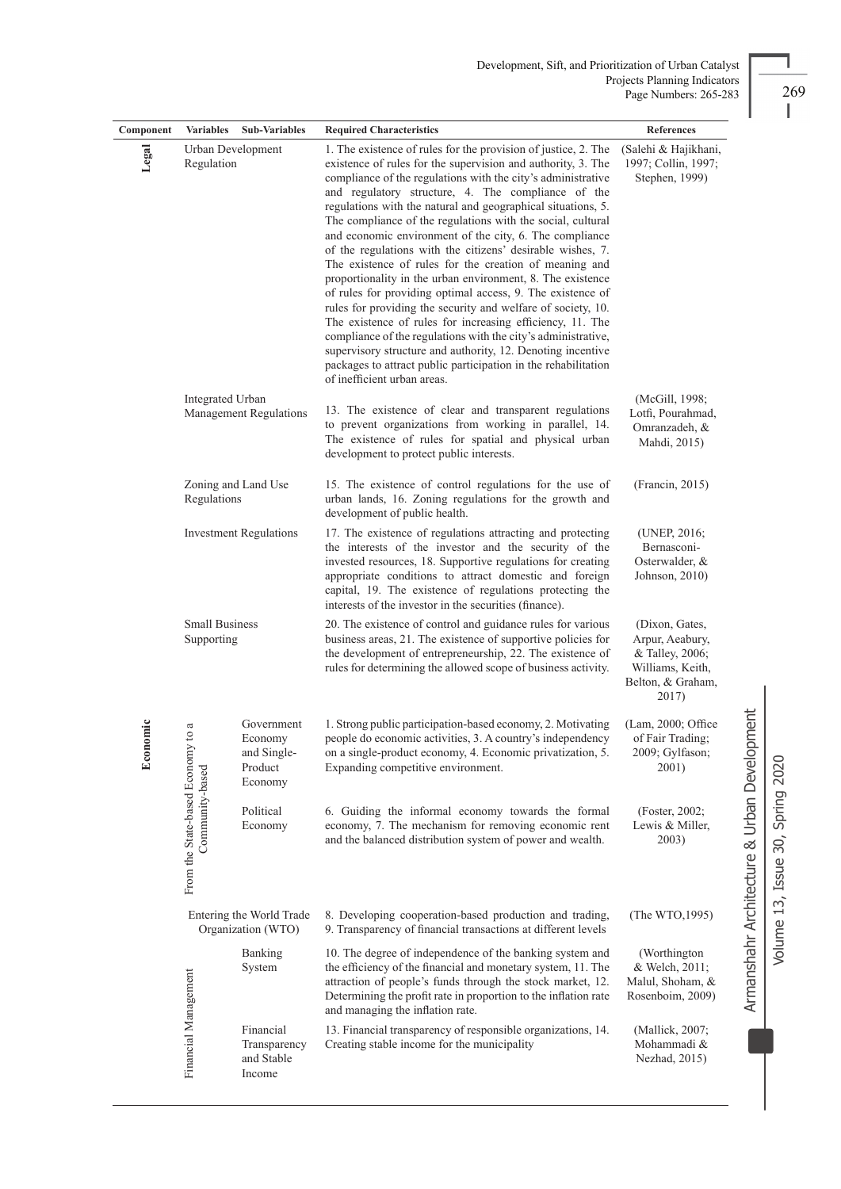| Component | Variables | Sub-Variables | Required Characteristics | References |
|---|---|---|---|---|
| Legal | Urban Development Regulation | | 1. The existence of rules for the provision of justice, 2. The existence of rules for the supervision and authority, 3. The compliance of the regulations with the city's administrative and regulatory structure, 4. The compliance of the regulations with the natural and geographical situations, 5. The compliance of the regulations with the social, cultural and economic environment of the city, 6. The compliance of the regulations with the citizens' desirable wishes, 7. The existence of rules for the creation of meaning and proportionality in the urban environment, 8. The existence of rules for providing optimal access, 9. The existence of rules for providing the security and welfare of society, 10. The existence of rules for increasing efficiency, 11. The compliance of the regulations with the city's administrative, supervisory structure and authority, 12. Denoting incentive packages to attract public participation in the rehabilitation of inefficient urban areas. | (Salehi & Hajikhani, 1997; Collin, 1997; Stephen, 1999) |
| | Integrated Urban Management Regulations | | 13. The existence of clear and transparent regulations to prevent organizations from working in parallel, 14. The existence of rules for spatial and physical urban development to protect public interests. | (McGill, 1998; Lotfi, Pourahmad, Omranzadeh, & Mahdi, 2015) |
| | Zoning and Land Use Regulations | | 15. The existence of control regulations for the use of urban lands, 16. Zoning regulations for the growth and development of public health. | (Francin, 2015) |
| | Investment Regulations | | 17. The existence of regulations attracting and protecting the interests of the investor and the security of the invested resources, 18. Supportive regulations for creating appropriate conditions to attract domestic and foreign capital, 19. The existence of regulations protecting the interests of the investor in the securities (finance). | (UNEP, 2016; Bernasconi-Osterwalder, & Johnson, 2010) |
| | Small Business Supporting | | 20. The existence of control and guidance rules for various business areas, 21. The existence of supportive policies for the development of entrepreneurship, 22. The existence of rules for determining the allowed scope of business activity. | (Dixon, Gates, Arpur, Aeabury, & Talley, 2006; Williams, Keith, Belton, & Graham, 2017) |
| Economic | From the State-based Economy to a Community-based | Government Economy and Single-Product Economy | 1. Strong public participation-based economy, 2. Motivating people do economic activities, 3. A country's independency on a single-product economy, 4. Economic privatization, 5. Expanding competitive environment. | (Lam, 2000; Office of Fair Trading; 2009; Gylfason; 2001) |
| | | Political Economy | 6. Guiding the informal economy towards the formal economy, 7. The mechanism for removing economic rent and the balanced distribution system of power and wealth. | (Foster, 2002; Lewis & Miller, 2003) |
| | Entering the World Trade Organization (WTO) | | 8. Developing cooperation-based production and trading, 9. Transparency of financial transactions at different levels | (The WTO,1995) |
| | Financial Management | Banking System | 10. The degree of independence of the banking system and the efficiency of the financial and monetary system, 11. The attraction of people's funds through the stock market, 12. Determining the profit rate in proportion to the inflation rate and managing the inflation rate. | (Worthington & Welch, 2011; Malul, Shoham, & Rosenboim, 2009) |
| | | Financial Transparency and Stable Income | 13. Financial transparency of responsible organizations, 14. Creating stable income for the municipality | (Mallick, 2007; Mohammadi & Nezhad, 2015) |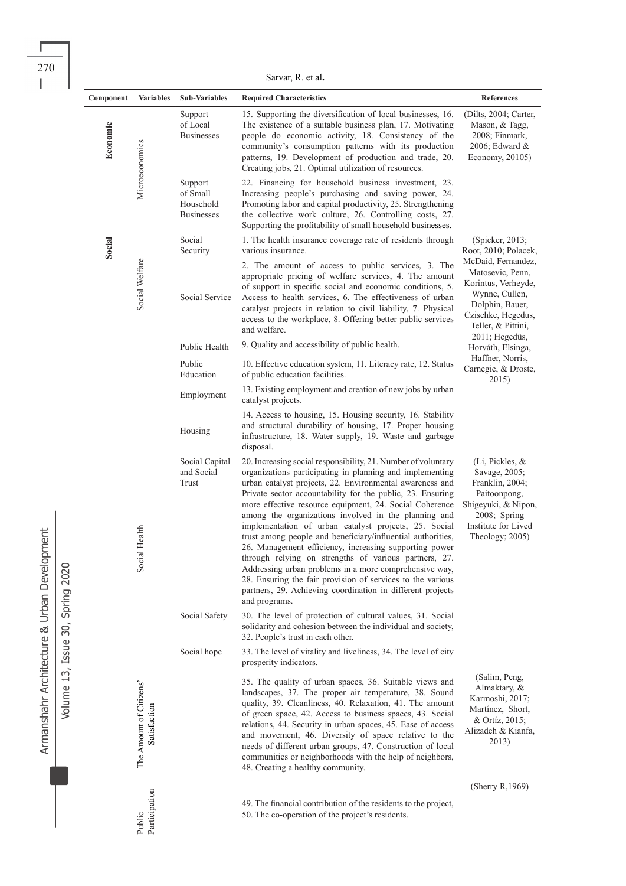| Component | Variables | Sub-Variables | Required Characteristics | References |
|---|---|---|---|---|
| Economic | Microeconomics | Support of Local Businesses | 15. Supporting the diversification of local businesses, 16. The existence of a suitable business plan, 17. Motivating people do economic activity, 18. Consistency of the community's consumption patterns with its production patterns, 19. Development of production and trade, 20. Creating jobs, 21. Optimal utilization of resources. | (Dilts, 2004; Carter, Mason, & Tagg, 2008; Finmark, 2006; Edward & Economy, 20105) |
| | | Support of Small Household Businesses | 22. Financing for household business investment, 23. Increasing people's purchasing and saving power, 24. Promoting labor and capital productivity, 25. Strengthening the collective work culture, 26. Controlling costs, 27. Supporting the profitability of small household businesses. | |
| Social | Social Welfare | Social Security | 1. The health insurance coverage rate of residents through various insurance. | (Spicker, 2013; Root, 2010; Polacek, McDaid, Fernandez, Matosevic, Penn, Korintus, Verheyde, Wynne, Cullen, Dolphin, Bauer, Czischke, Hegedus, Teller, & Pittini, 2011; Hegedüs, Horváth, Elsinga, Haffner, Norris, Carnegie, & Droste, 2015) |
| | | Social Service | 2. The amount of access to public services, 3. The appropriate pricing of welfare services, 4. The amount of support in specific social and economic conditions, 5. Access to health services, 6. The effectiveness of urban catalyst projects in relation to civil liability, 7. Physical access to the workplace, 8. Offering better public services and welfare. | |
| | | Public Health | 9. Quality and accessibility of public health. | |
| | | Public Education | 10. Effective education system, 11. Literacy rate, 12. Status of public education facilities. | |
| | | Employment | 13. Existing employment and creation of new jobs by urban catalyst projects. | |
| | | Housing | 14. Access to housing, 15. Housing security, 16. Stability and structural durability of housing, 17. Proper housing infrastructure, 18. Water supply, 19. Waste and garbage disposal. | |
| | Social Health | Social Capital and Social Trust | 20. Increasing social responsibility, 21. Number of voluntary organizations participating in planning and implementing urban catalyst projects, 22. Environmental awareness and Private sector accountability for the public, 23. Ensuring more effective resource equipment, 24. Social Coherence among the organizations involved in the planning and implementation of urban catalyst projects, 25. Social trust among people and beneficiary/influential authorities, 26. Management efficiency, increasing supporting power through relying on strengths of various partners, 27. Addressing urban problems in a more comprehensive way, 28. Ensuring the fair provision of services to the various partners, 29. Achieving coordination in different projects and programs. | (Li, Pickles, & Savage, 2005; Franklin, 2004; Paitoonpong, Shigeyuki, & Nipon, 2008; Spring Institute for Lived Theology; 2005) |
| | | Social Safety | 30. The level of protection of cultural values, 31. Social solidarity and cohesion between the individual and society, 32. People's trust in each other. | |
| | | Social hope | 33. The level of vitality and liveliness, 34. The level of city prosperity indicators. | |
| | The Amount of Citizens' Satisfaction | | 35. The quality of urban spaces, 36. Suitable views and landscapes, 37. The proper air temperature, 38. Sound quality, 39. Cleanliness, 40. Relaxation, 41. The amount of green space, 42. Access to business spaces, 43. Social relations, 44. Security in urban spaces, 45. Ease of access and movement, 46. Diversity of space relative to the needs of different urban groups, 47. Construction of local communities or neighborhoods with the help of neighbors, 48. Creating a healthy community. | (Salim, Peng, Almaktary, & Karmoshi, 2017; Martínez, Short, & Ortiz, 2015; Alizadeh & Kianfa, 2013) |
| | Public Participation | | 49. The financial contribution of the residents to the project, 50. The co-operation of the project's residents. | (Sherry R,1969) |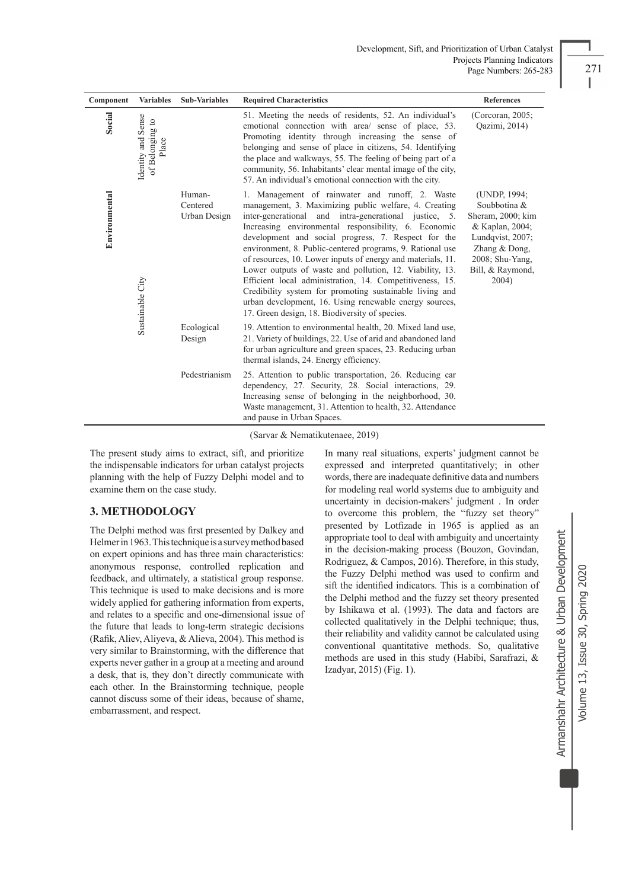| Component | Variables | Sub-Variables | Required Characteristics | References |
|---|---|---|---|---|
| Social | Identity and Sense of Belonging to Place | | 51. Meeting the needs of residents, 52. An individual's emotional connection with area/ sense of place, 53. Promoting identity through increasing the sense of belonging and sense of place in citizens, 54. Identifying the place and walkways, 55. The feeling of being part of a community, 56. Inhabitants' clear mental image of the city, 57. An individual's emotional connection with the city. | (Corcoran, 2005; Qazimi, 2014) |
| Environmental | Sustainable City | Human-Centered Urban Design | 1. Management of rainwater and runoff, 2. Waste management, 3. Maximizing public welfare, 4. Creating inter-generational and intra-generational justice, 5. Increasing environmental responsibility, 6. Economic development and social progress, 7. Respect for the environment, 8. Public-centered programs, 9. Rational use of resources, 10. Lower inputs of energy and materials, 11. Lower outputs of waste and pollution, 12. Viability, 13. Efficient local administration, 14. Competitiveness, 15. Credibility system for promoting sustainable living and urban development, 16. Using renewable energy sources, 17. Green design, 18. Biodiversity of species. | (UNDP, 1994; Soubbotina & Sheram, 2000; kim & Kaplan, 2004; Lundqvist, 2007; Zhang & Dong, 2008; Shu-Yang, Bill, & Raymond, 2004) |
| | | Ecological Design | 19. Attention to environmental health, 20. Mixed land use, 21. Variety of buildings, 22. Use of arid and abandoned land for urban agriculture and green spaces, 23. Reducing urban thermal islands, 24. Energy efficiency. | |
| | | Pedestrianism | 25. Attention to public transportation, 26. Reducing car dependency, 27. Security, 28. Social interactions, 29. Increasing sense of belonging in the neighborhood, 30. Waste management, 31. Attention to health, 32. Attendance and pause in Urban Spaces. | |

(Sarvar & Nematikutenaee, 2019)

The present study aims to extract, sift, and prioritize the indispensable indicators for urban catalyst projects planning with the help of Fuzzy Delphi model and to examine them on the case study.

## 3. METHODOLOGY

The Delphi method was first presented by Dalkey and Helmer in 1963. This technique is a survey method based on expert opinions and has three main characteristics: anonymous response, controlled replication and feedback, and ultimately, a statistical group response. This technique is used to make decisions and is more widely applied for gathering information from experts, and relates to a specific and one-dimensional issue of the future that leads to long-term strategic decisions (Rafik, Aliev, Aliyeva, & Alieva, 2004). This method is very similar to Brainstorming, with the difference that experts never gather in a group at a meeting and around a desk, that is, they don't directly communicate with each other. In the Brainstorming technique, people cannot discuss some of their ideas, because of shame, embarrassment, and respect.

In many real situations, experts' judgment cannot be expressed and interpreted quantitatively; in other words, there are inadequate definitive data and numbers for modeling real world systems due to ambiguity and uncertainty in decision-makers' judgment . In order to overcome this problem, the "fuzzy set theory" presented by Lotfizade in 1965 is applied as an appropriate tool to deal with ambiguity and uncertainty in the decision-making process (Bouzon, Govindan, Rodriguez, & Campos, 2016). Therefore, in this study, the Fuzzy Delphi method was used to confirm and sift the identified indicators. This is a combination of the Delphi method and the fuzzy set theory presented by Ishikawa et al. (1993). The data and factors are collected qualitatively in the Delphi technique; thus, their reliability and validity cannot be calculated using conventional quantitative methods. So, qualitative methods are used in this study (Habibi, Sarafrazi, & Izadyar, 2015) (Fig. 1).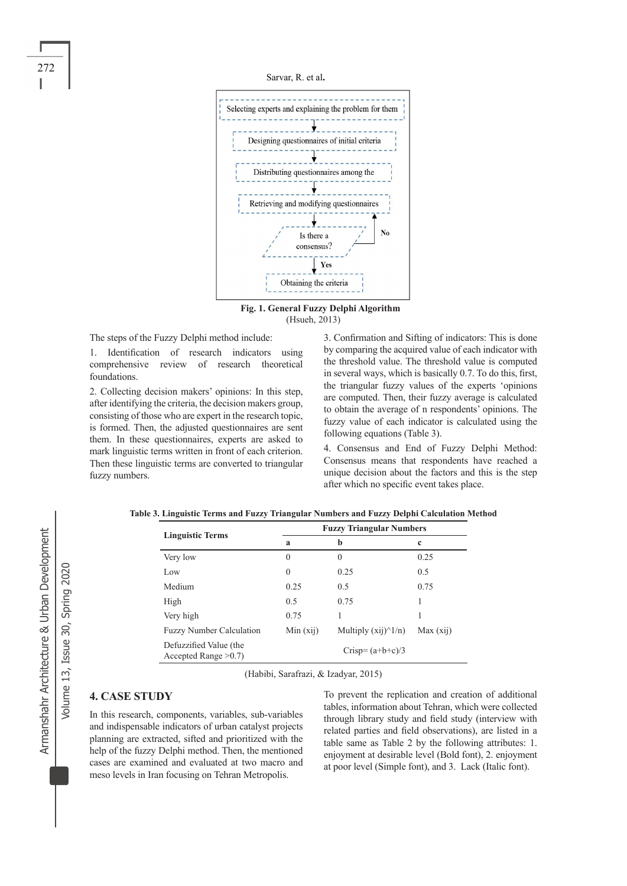Selecting experts and explaining the problem for them

Designing questionnaires of initial criteria

Distributing questionnaires among the

Retrieving and modifying questionnaires

Is there a consensus? — No → back to Retrieving and modifying questionnaires; Yes ↓

Obtaining the criteria

**Fig. 1. General Fuzzy Delphi Algorithm**
(Hsueh, 2013)

The steps of the Fuzzy Delphi method include:

1. Identification of research indicators using comprehensive review of research theoretical foundations.

2. Collecting decision makers' opinions: In this step, after identifying the criteria, the decision makers group, consisting of those who are expert in the research topic, is formed. Then, the adjusted questionnaires are sent them. In these questionnaires, experts are asked to mark linguistic terms written in front of each criterion. Then these linguistic terms are converted to triangular fuzzy numbers.

3. Confirmation and Sifting of indicators: This is done by comparing the acquired value of each indicator with the threshold value. The threshold value is computed in several ways, which is basically 0.7. To do this, first, the triangular fuzzy values of the experts 'opinions are computed. Then, their fuzzy average is calculated to obtain the average of n respondents' opinions. The fuzzy value of each indicator is calculated using the following equations (Table 3).

4. Consensus and End of Fuzzy Delphi Method: Consensus means that respondents have reached a unique decision about the factors and this is the step after which no specific event takes place.

**Table 3. Linguistic Terms and Fuzzy Triangular Numbers and Fuzzy Delphi Calculation Method**

| Linguistic Terms | Fuzzy Triangular Numbers | | |
|---|---|---|---|
| | **a** | **b** | **c** |
| Very low | 0 | 0 | 0.25 |
| Low | 0 | 0.25 | 0.5 |
| Medium | 0.25 | 0.5 | 0.75 |
| High | 0.5 | 0.75 | 1 |
| Very high | 0.75 | 1 | 1 |
| Fuzzy Number Calculation | Min (xij) | Multiply (xij)^1/n) | Max (xij) |
| Defuzzified Value (the Accepted Range >0.7) | Crisp= (a+b+c)/3 | | |

(Habibi, Sarafrazi, & Izadyar, 2015)

## 4. CASE STUDY

In this research, components, variables, sub-variables and indispensable indicators of urban catalyst projects planning are extracted, sifted and prioritized with the help of the fuzzy Delphi method. Then, the mentioned cases are examined and evaluated at two macro and meso levels in Iran focusing on Tehran Metropolis.

To prevent the replication and creation of additional tables, information about Tehran, which were collected through library study and field study (interview with related parties and field observations), are listed in a table same as Table 2 by the following attributes: 1. enjoyment at desirable level (Bold font), 2. enjoyment at poor level (Simple font), and 3. Lack (Italic font).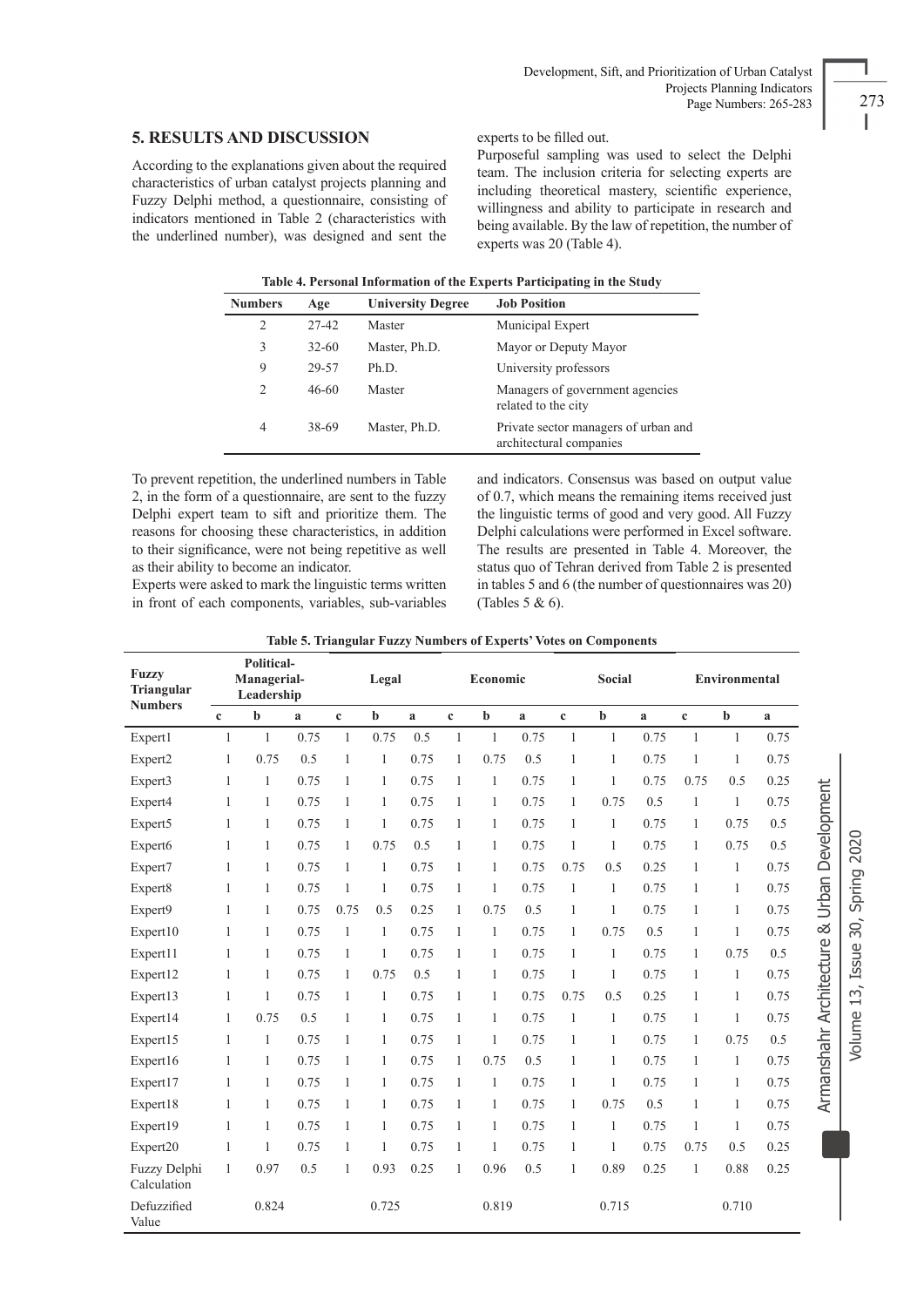## 5. RESULTS AND DISCUSSION

According to the explanations given about the required characteristics of urban catalyst projects planning and Fuzzy Delphi method, a questionnaire, consisting of indicators mentioned in Table 2 (characteristics with the underlined number), was designed and sent the experts to be filled out.

Purposeful sampling was used to select the Delphi team. The inclusion criteria for selecting experts are including theoretical mastery, scientific experience, willingness and ability to participate in research and being available. By the law of repetition, the number of experts was 20 (Table 4).

**Table 4. Personal Information of the Experts Participating in the Study**

| Numbers | Age | University Degree | Job Position |
|---|---|---|---|
| 2 | 27-42 | Master | Municipal Expert |
| 3 | 32-60 | Master, Ph.D. | Mayor or Deputy Mayor |
| 9 | 29-57 | Ph.D. | University professors |
| 2 | 46-60 | Master | Managers of government agencies related to the city |
| 4 | 38-69 | Master, Ph.D. | Private sector managers of urban and architectural companies |

To prevent repetition, the underlined numbers in Table 2, in the form of a questionnaire, are sent to the fuzzy Delphi expert team to sift and prioritize them. The reasons for choosing these characteristics, in addition to their significance, were not being repetitive as well as their ability to become an indicator.

Experts were asked to mark the linguistic terms written in front of each components, variables, sub-variables and indicators. Consensus was based on output value of 0.7, which means the remaining items received just the linguistic terms of good and very good. All Fuzzy Delphi calculations were performed in Excel software. The results are presented in Table 4. Moreover, the status quo of Tehran derived from Table 2 is presented in tables 5 and 6 (the number of questionnaires was 20) (Tables 5 & 6).

**Table 5. Triangular Fuzzy Numbers of Experts' Votes on Components**

| Fuzzy Triangular Numbers | Political-Managerial-Leadership | | | Legal | | | Economic | | | Social | | | Environmental | | |
|---|---|---|---|---|---|---|---|---|---|---|---|---|---|---|---|
| | c | b | a | c | b | a | c | b | a | c | b | a | c | b | a |
| Expert1 | 1 | 1 | 0.75 | 1 | 0.75 | 0.5 | 1 | 1 | 0.75 | 1 | 1 | 0.75 | 1 | 1 | 0.75 |
| Expert2 | 1 | 0.75 | 0.5 | 1 | 1 | 0.75 | 1 | 0.75 | 0.5 | 1 | 1 | 0.75 | 1 | 1 | 0.75 |
| Expert3 | 1 | 1 | 0.75 | 1 | 1 | 0.75 | 1 | 1 | 0.75 | 1 | 1 | 0.75 | 0.75 | 0.5 | 0.25 |
| Expert4 | 1 | 1 | 0.75 | 1 | 1 | 0.75 | 1 | 1 | 0.75 | 1 | 0.75 | 0.5 | 1 | 1 | 0.75 |
| Expert5 | 1 | 1 | 0.75 | 1 | 1 | 0.75 | 1 | 1 | 0.75 | 1 | 1 | 0.75 | 1 | 0.75 | 0.5 |
| Expert6 | 1 | 1 | 0.75 | 1 | 0.75 | 0.5 | 1 | 1 | 0.75 | 1 | 1 | 0.75 | 1 | 0.75 | 0.5 |
| Expert7 | 1 | 1 | 0.75 | 1 | 1 | 0.75 | 1 | 1 | 0.75 | 0.75 | 0.5 | 0.25 | 1 | 1 | 0.75 |
| Expert8 | 1 | 1 | 0.75 | 1 | 1 | 0.75 | 1 | 1 | 0.75 | 1 | 1 | 0.75 | 1 | 1 | 0.75 |
| Expert9 | 1 | 1 | 0.75 | 0.75 | 0.5 | 0.25 | 1 | 0.75 | 0.5 | 1 | 1 | 0.75 | 1 | 1 | 0.75 |
| Expert10 | 1 | 1 | 0.75 | 1 | 1 | 0.75 | 1 | 1 | 0.75 | 1 | 0.75 | 0.5 | 1 | 1 | 0.75 |
| Expert11 | 1 | 1 | 0.75 | 1 | 1 | 0.75 | 1 | 1 | 0.75 | 1 | 1 | 0.75 | 1 | 0.75 | 0.5 |
| Expert12 | 1 | 1 | 0.75 | 1 | 0.75 | 0.5 | 1 | 1 | 0.75 | 1 | 1 | 0.75 | 1 | 1 | 0.75 |
| Expert13 | 1 | 1 | 0.75 | 1 | 1 | 0.75 | 1 | 1 | 0.75 | 0.75 | 0.5 | 0.25 | 1 | 1 | 0.75 |
| Expert14 | 1 | 0.75 | 0.5 | 1 | 1 | 0.75 | 1 | 1 | 0.75 | 1 | 1 | 0.75 | 1 | 1 | 0.75 |
| Expert15 | 1 | 1 | 0.75 | 1 | 1 | 0.75 | 1 | 1 | 0.75 | 1 | 1 | 0.75 | 1 | 0.75 | 0.5 |
| Expert16 | 1 | 1 | 0.75 | 1 | 1 | 0.75 | 1 | 0.75 | 0.5 | 1 | 1 | 0.75 | 1 | 1 | 0.75 |
| Expert17 | 1 | 1 | 0.75 | 1 | 1 | 0.75 | 1 | 1 | 0.75 | 1 | 1 | 0.75 | 1 | 1 | 0.75 |
| Expert18 | 1 | 1 | 0.75 | 1 | 1 | 0.75 | 1 | 1 | 0.75 | 1 | 0.75 | 0.5 | 1 | 1 | 0.75 |
| Expert19 | 1 | 1 | 0.75 | 1 | 1 | 0.75 | 1 | 1 | 0.75 | 1 | 1 | 0.75 | 1 | 1 | 0.75 |
| Expert20 | 1 | 1 | 0.75 | 1 | 1 | 0.75 | 1 | 1 | 0.75 | 1 | 1 | 0.75 | 0.75 | 0.5 | 0.25 |
| Fuzzy Delphi Calculation | 1 | 0.97 | 0.5 | 1 | 0.93 | 0.25 | 1 | 0.96 | 0.5 | 1 | 0.89 | 0.25 | 1 | 0.88 | 0.25 |
| Defuzzified Value | | 0.824 | | | 0.725 | | | 0.819 | | | 0.715 | | | 0.710 | |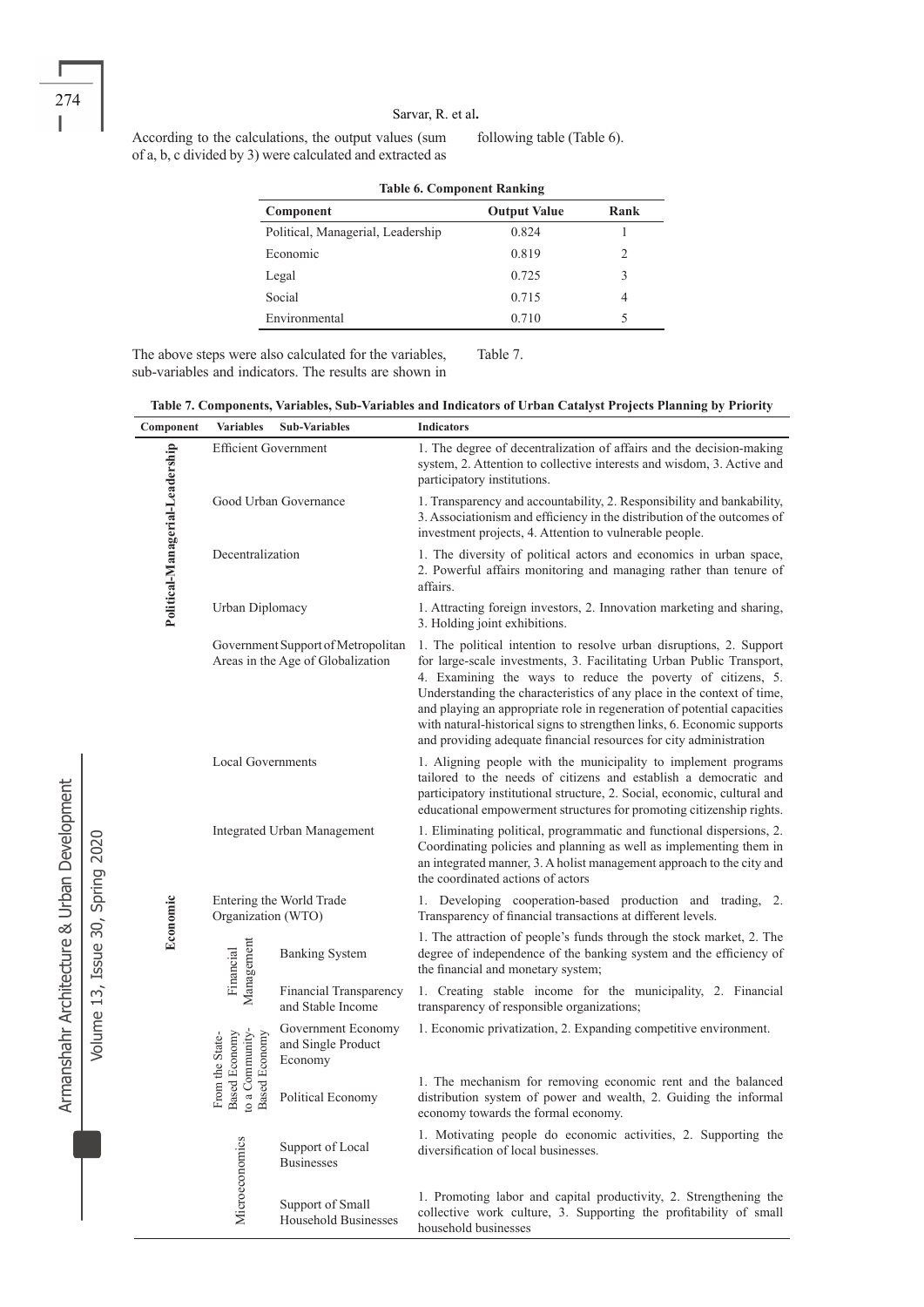According to the calculations, the output values (sum of a, b, c divided by 3) were calculated and extracted as following table (Table 6).

**Table 6. Component Ranking**

| Component | Output Value | Rank |
|---|---|---|
| Political, Managerial, Leadership | 0.824 | 1 |
| Economic | 0.819 | 2 |
| Legal | 0.725 | 3 |
| Social | 0.715 | 4 |
| Environmental | 0.710 | 5 |

The above steps were also calculated for the variables, sub-variables and indicators. The results are shown in Table 7.

**Table 7. Components, Variables, Sub-Variables and Indicators of Urban Catalyst Projects Planning by Priority**

| Component | Variables | Sub-Variables | Indicators |
|---|---|---|---|
| Political-Managerial-Leadership | Efficient Government | | 1. The degree of decentralization of affairs and the decision-making system, 2. Attention to collective interests and wisdom, 3. Active and participatory institutions. |
| | Good Urban Governance | | 1. Transparency and accountability, 2. Responsibility and bankability, 3. Associationism and efficiency in the distribution of the outcomes of investment projects, 4. Attention to vulnerable people. |
| | Decentralization | | 1. The diversity of political actors and economics in urban space, 2. Powerful affairs monitoring and managing rather than tenure of affairs. |
| | Urban Diplomacy | | 1. Attracting foreign investors, 2. Innovation marketing and sharing, 3. Holding joint exhibitions. |
| | Government Support of Metropolitan Areas in the Age of Globalization | | 1. The political intention to resolve urban disruptions, 2. Support for large-scale investments, 3. Facilitating Urban Public Transport, 4. Examining the ways to reduce the poverty of citizens, 5. Understanding the characteristics of any place in the context of time, and playing an appropriate role in regeneration of potential capacities with natural-historical signs to strengthen links, 6. Economic supports and providing adequate financial resources for city administration |
| | Local Governments | | 1. Aligning people with the municipality to implement programs tailored to the needs of citizens and establish a democratic and participatory institutional structure, 2. Social, economic, cultural and educational empowerment structures for promoting citizenship rights. |
| | Integrated Urban Management | | 1. Eliminating political, programmatic and functional dispersions, 2. Coordinating policies and planning as well as implementing them in an integrated manner, 3. A holist management approach to the city and the coordinated actions of actors |
| Economic | Entering the World Trade Organization (WTO) | | 1. Developing cooperation-based production and trading, 2. Transparency of financial transactions at different levels. |
| | Financial Management | Banking System | 1. The attraction of people's funds through the stock market, 2. The degree of independence of the banking system and the efficiency of the financial and monetary system; |
| | | Financial Transparency and Stable Income | 1. Creating stable income for the municipality, 2. Financial transparency of responsible organizations; |
| | From the State-Based Economy to a Community-Based Economy | Government Economy and Single Product Economy | 1. Economic privatization, 2. Expanding competitive environment. |
| | | Political Economy | 1. The mechanism for removing economic rent and the balanced distribution system of power and wealth, 2. Guiding the informal economy towards the formal economy. |
| | Microeconomics | Support of Local Businesses | 1. Motivating people do economic activities, 2. Supporting the diversification of local businesses. |
| | | Support of Small Household Businesses | 1. Promoting labor and capital productivity, 2. Strengthening the collective work culture, 3. Supporting the profitability of small household businesses |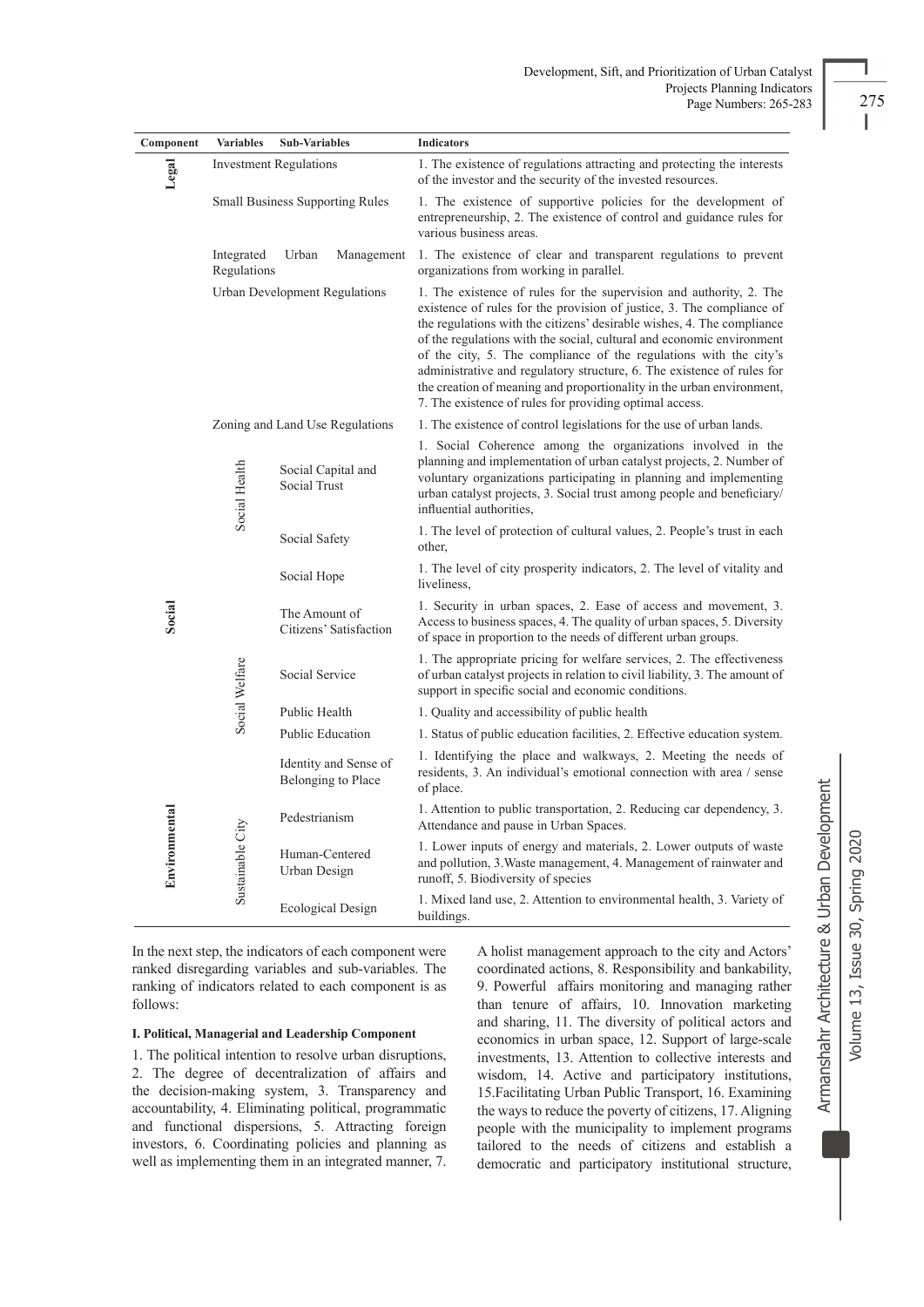| Component | Variables | Sub-Variables | Indicators |
|---|---|---|---|
| Legal | Investment Regulations | | 1. The existence of regulations attracting and protecting the interests of the investor and the security of the invested resources. |
| | Small Business Supporting Rules | | 1. The existence of supportive policies for the development of entrepreneurship, 2. The existence of control and guidance rules for various business areas. |
| | Integrated Urban Management Regulations | | 1. The existence of clear and transparent regulations to prevent organizations from working in parallel. |
| | Urban Development Regulations | | 1. The existence of rules for the supervision and authority, 2. The existence of rules for the provision of justice, 3. The compliance of the regulations with the citizens' desirable wishes, 4. The compliance of the regulations with the social, cultural and economic environment of the city, 5. The compliance of the regulations with the city's administrative and regulatory structure, 6. The existence of rules for the creation of meaning and proportionality in the urban environment, 7. The existence of rules for providing optimal access. |
| | Zoning and Land Use Regulations | | 1. The existence of control legislations for the use of urban lands. |
| Social | Social Health | Social Capital and Social Trust | 1. Social Coherence among the organizations involved in the planning and implementation of urban catalyst projects, 2. Number of voluntary organizations participating in planning and implementing urban catalyst projects, 3. Social trust among people and beneficiary/influential authorities, |
| | | Social Safety | 1. The level of protection of cultural values, 2. People's trust in each other, |
| | | Social Hope | 1. The level of city prosperity indicators, 2. The level of vitality and liveliness, |
| | | The Amount of Citizens' Satisfaction | 1. Security in urban spaces, 2. Ease of access and movement, 3. Access to business spaces, 4. The quality of urban spaces, 5. Diversity of space in proportion to the needs of different urban groups. |
| | Social Welfare | Social Service | 1. The appropriate pricing for welfare services, 2. The effectiveness of urban catalyst projects in relation to civil liability, 3. The amount of support in specific social and economic conditions. |
| | | Public Health | 1. Quality and accessibility of public health |
| | | Public Education | 1. Status of public education facilities, 2. Effective education system. |
| Environmental | Sustainable City | Identity and Sense of Belonging to Place | 1. Identifying the place and walkways, 2. Meeting the needs of residents, 3. An individual's emotional connection with area / sense of place. |
| | | Pedestrianism | 1. Attention to public transportation, 2. Reducing car dependency, 3. Attendance and pause in Urban Spaces. |
| | | Human-Centered Urban Design | 1. Lower inputs of energy and materials, 2. Lower outputs of waste and pollution, 3. Waste management, 4. Management of rainwater and runoff, 5. Biodiversity of species |
| | | Ecological Design | 1. Mixed land use, 2. Attention to environmental health, 3. Variety of buildings. |

In the next step, the indicators of each component were ranked disregarding variables and sub-variables. The ranking of indicators related to each component is as follows:

**I. Political, Managerial and Leadership Component**

1. The political intention to resolve urban disruptions, 2. The degree of decentralization of affairs and the decision-making system, 3. Transparency and accountability, 4. Eliminating political, programmatic and functional dispersions, 5. Attracting foreign investors, 6. Coordinating policies and planning as well as implementing them in an integrated manner, 7. A holist management approach to the city and Actors' coordinated actions, 8. Responsibility and bankability, 9. Powerful affairs monitoring and managing rather than tenure of affairs, 10. Innovation marketing and sharing, 11. The diversity of political actors and economics in urban space, 12. Support of large-scale investments, 13. Attention to collective interests and wisdom, 14. Active and participatory institutions, 15. Facilitating Urban Public Transport, 16. Examining the ways to reduce the poverty of citizens, 17. Aligning people with the municipality to implement programs tailored to the needs of citizens and establish a democratic and participatory institutional structure,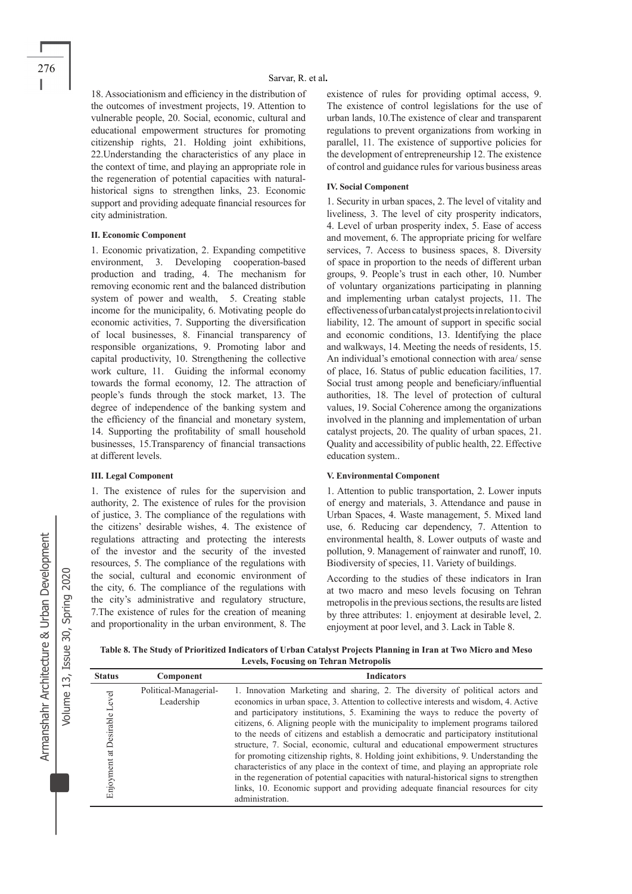18. Associationism and efficiency in the distribution of the outcomes of investment projects, 19. Attention to vulnerable people, 20. Social, economic, cultural and educational empowerment structures for promoting citizenship rights, 21. Holding joint exhibitions, 22.Understanding the characteristics of any place in the context of time, and playing an appropriate role in the regeneration of potential capacities with natural-historical signs to strengthen links, 23. Economic support and providing adequate financial resources for city administration.

#### II. Economic Component

1. Economic privatization, 2. Expanding competitive environment, 3. Developing cooperation-based production and trading, 4. The mechanism for removing economic rent and the balanced distribution system of power and wealth, 5. Creating stable income for the municipality, 6. Motivating people do economic activities, 7. Supporting the diversification of local businesses, 8. Financial transparency of responsible organizations, 9. Promoting labor and capital productivity, 10. Strengthening the collective work culture, 11. Guiding the informal economy towards the formal economy, 12. The attraction of people's funds through the stock market, 13. The degree of independence of the banking system and the efficiency of the financial and monetary system, 14. Supporting the profitability of small household businesses, 15.Transparency of financial transactions at different levels.

#### III. Legal Component

1. The existence of rules for the supervision and authority, 2. The existence of rules for the provision of justice, 3. The compliance of the regulations with the citizens' desirable wishes, 4. The existence of regulations attracting and protecting the interests of the investor and the security of the invested resources, 5. The compliance of the regulations with the social, cultural and economic environment of the city, 6. The compliance of the regulations with the city's administrative and regulatory structure, 7.The existence of rules for the creation of meaning and proportionality in the urban environment, 8. The existence of rules for providing optimal access, 9. The existence of control legislations for the use of urban lands, 10.The existence of clear and transparent regulations to prevent organizations from working in parallel, 11. The existence of supportive policies for the development of entrepreneurship 12. The existence of control and guidance rules for various business areas

#### IV. Social Component

1. Security in urban spaces, 2. The level of vitality and liveliness, 3. The level of city prosperity indicators, 4. Level of urban prosperity index, 5. Ease of access and movement, 6. The appropriate pricing for welfare services, 7. Access to business spaces, 8. Diversity of space in proportion to the needs of different urban groups, 9. People's trust in each other, 10. Number of voluntary organizations participating in planning and implementing urban catalyst projects, 11. The effectiveness of urban catalyst projects in relation to civil liability, 12. The amount of support in specific social and economic conditions, 13. Identifying the place and walkways, 14. Meeting the needs of residents, 15. An individual's emotional connection with area/ sense of place, 16. Status of public education facilities, 17. Social trust among people and beneficiary/influential authorities, 18. The level of protection of cultural values, 19. Social Coherence among the organizations involved in the planning and implementation of urban catalyst projects, 20. The quality of urban spaces, 21. Quality and accessibility of public health, 22. Effective education system..

#### V. Environmental Component

1. Attention to public transportation, 2. Lower inputs of energy and materials, 3. Attendance and pause in Urban Spaces, 4. Waste management, 5. Mixed land use, 6. Reducing car dependency, 7. Attention to environmental health, 8. Lower outputs of waste and pollution, 9. Management of rainwater and runoff, 10. Biodiversity of species, 11. Variety of buildings.

According to the studies of these indicators in Iran at two macro and meso levels focusing on Tehran metropolis in the previous sections, the results are listed by three attributes: 1. enjoyment at desirable level, 2. enjoyment at poor level, and 3. Lack in Table 8.

**Table 8. The Study of Prioritized Indicators of Urban Catalyst Projects Planning in Iran at Two Micro and Meso Levels, Focusing on Tehran Metropolis**

| Status | Component | Indicators |
|---|---|---|
| Enjoyment at Desirable Level | Political-Managerial-Leadership | 1. Innovation Marketing and sharing, 2. The diversity of political actors and economics in urban space, 3. Attention to collective interests and wisdom, 4. Active and participatory institutions, 5. Examining the ways to reduce the poverty of citizens, 6. Aligning people with the municipality to implement programs tailored to the needs of citizens and establish a democratic and participatory institutional structure, 7. Social, economic, cultural and educational empowerment structures for promoting citizenship rights, 8. Holding joint exhibitions, 9. Understanding the characteristics of any place in the context of time, and playing an appropriate role in the regeneration of potential capacities with natural-historical signs to strengthen links, 10. Economic support and providing adequate financial resources for city administration. |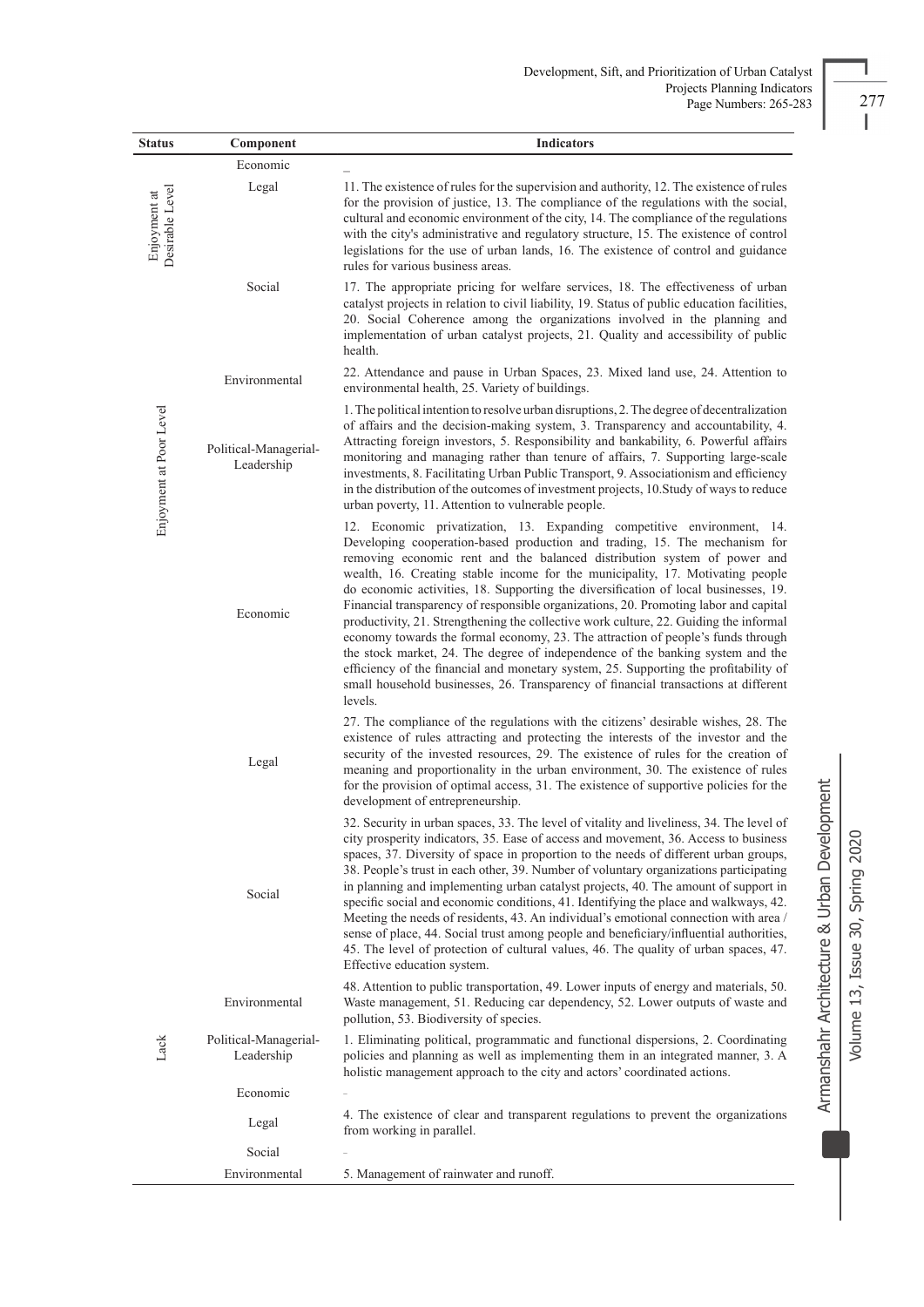| Status | Component | Indicators |
|---|---|---|
| Enjoyment at Desirable Level | Economic | _ |
| | Legal | 11. The existence of rules for the supervision and authority, 12. The existence of rules for the provision of justice, 13. The compliance of the regulations with the social, cultural and economic environment of the city, 14. The compliance of the regulations with the city's administrative and regulatory structure, 15. The existence of control legislations for the use of urban lands, 16. The existence of control and guidance rules for various business areas. |
| | Social | 17. The appropriate pricing for welfare services, 18. The effectiveness of urban catalyst projects in relation to civil liability, 19. Status of public education facilities, 20. Social Coherence among the organizations involved in the planning and implementation of urban catalyst projects, 21. Quality and accessibility of public health. |
| | Environmental | 22. Attendance and pause in Urban Spaces, 23. Mixed land use, 24. Attention to environmental health, 25. Variety of buildings. |
| Enjoyment at Poor Level | Political-Managerial-Leadership | 1. The political intention to resolve urban disruptions, 2. The degree of decentralization of affairs and the decision-making system, 3. Transparency and accountability, 4. Attracting foreign investors, 5. Responsibility and bankability, 6. Powerful affairs monitoring and managing rather than tenure of affairs, 7. Supporting large-scale investments, 8. Facilitating Urban Public Transport, 9. Associationism and efficiency in the distribution of the outcomes of investment projects, 10.Study of ways to reduce urban poverty, 11. Attention to vulnerable people. |
| | Economic | 12. Economic privatization, 13. Expanding competitive environment, 14. Developing cooperation-based production and trading, 15. The mechanism for removing economic rent and the balanced distribution system of power and wealth, 16. Creating stable income for the municipality, 17. Motivating people do economic activities, 18. Supporting the diversification of local businesses, 19. Financial transparency of responsible organizations, 20. Promoting labor and capital productivity, 21. Strengthening the collective work culture, 22. Guiding the informal economy towards the formal economy, 23. The attraction of people's funds through the stock market, 24. The degree of independence of the banking system and the efficiency of the financial and monetary system, 25. Supporting the profitability of small household businesses, 26. Transparency of financial transactions at different levels. |
| | Legal | 27. The compliance of the regulations with the citizens' desirable wishes, 28. The existence of rules attracting and protecting the interests of the investor and the security of the invested resources, 29. The existence of rules for the creation of meaning and proportionality in the urban environment, 30. The existence of rules for the provision of optimal access, 31. The existence of supportive policies for the development of entrepreneurship. |
| | Social | 32. Security in urban spaces, 33. The level of vitality and liveliness, 34. The level of city prosperity indicators, 35. Ease of access and movement, 36. Access to business spaces, 37. Diversity of space in proportion to the needs of different urban groups, 38. People's trust in each other, 39. Number of voluntary organizations participating in planning and implementing urban catalyst projects, 40. The amount of support in specific social and economic conditions, 41. Identifying the place and walkways, 42. Meeting the needs of residents, 43. An individual's emotional connection with area / sense of place, 44. Social trust among people and beneficiary/influential authorities, 45. The level of protection of cultural values, 46. The quality of urban spaces, 47. Effective education system. |
| | Environmental | 48. Attention to public transportation, 49. Lower inputs of energy and materials, 50. Waste management, 51. Reducing car dependency, 52. Lower outputs of waste and pollution, 53. Biodiversity of species. |
| Lack | Political-Managerial-Leadership | 1. Eliminating political, programmatic and functional dispersions, 2. Coordinating policies and planning as well as implementing them in an integrated manner, 3. A holistic management approach to the city and actors' coordinated actions. |
| | Economic | - |
| | Legal | 4. The existence of clear and transparent regulations to prevent the organizations from working in parallel. |
| | Social | - |
| | Environmental | 5. Management of rainwater and runoff. |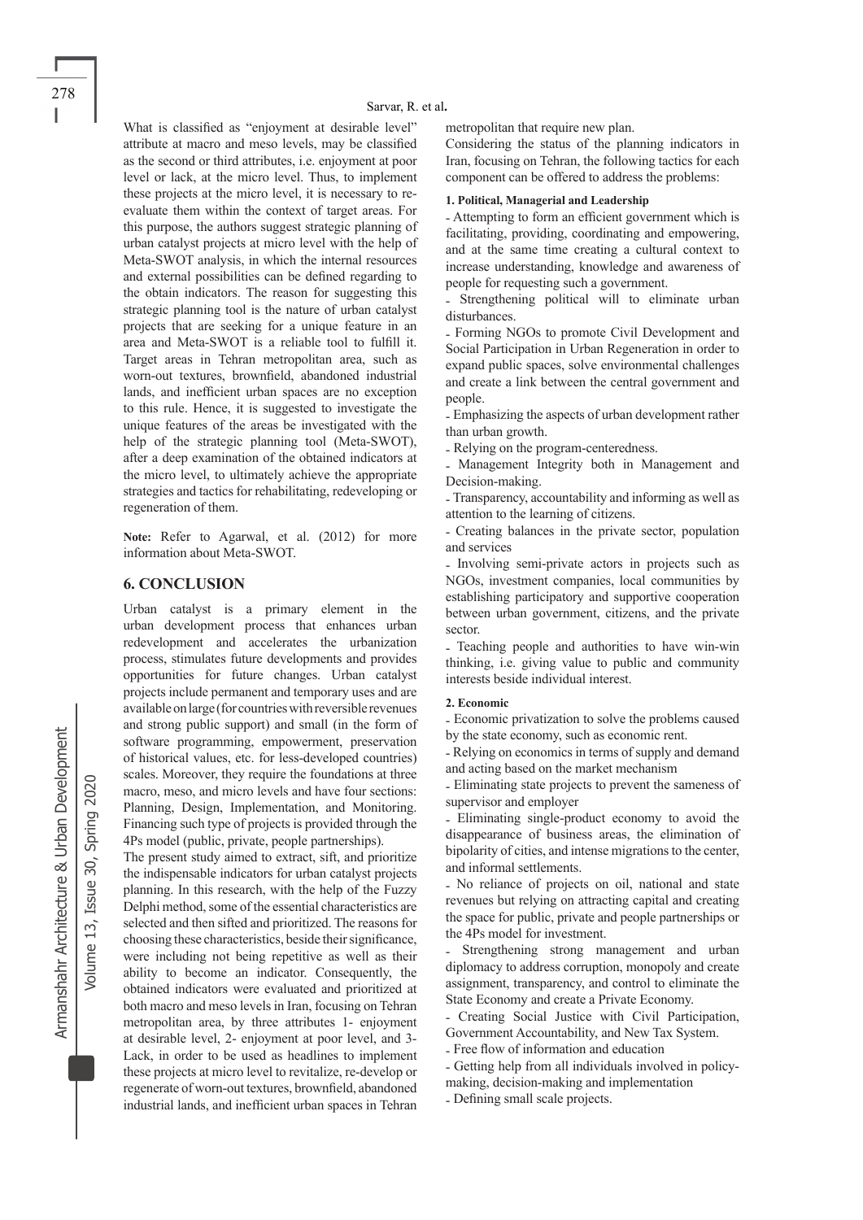What is classified as "enjoyment at desirable level" attribute at macro and meso levels, may be classified as the second or third attributes, i.e. enjoyment at poor level or lack, at the micro level. Thus, to implement these projects at the micro level, it is necessary to re-evaluate them within the context of target areas. For this purpose, the authors suggest strategic planning of urban catalyst projects at micro level with the help of Meta-SWOT analysis, in which the internal resources and external possibilities can be defined regarding to the obtain indicators. The reason for suggesting this strategic planning tool is the nature of urban catalyst projects that are seeking for a unique feature in an area and Meta-SWOT is a reliable tool to fulfill it. Target areas in Tehran metropolitan area, such as worn-out textures, brownfield, abandoned industrial lands, and inefficient urban spaces are no exception to this rule. Hence, it is suggested to investigate the unique features of the areas be investigated with the help of the strategic planning tool (Meta-SWOT), after a deep examination of the obtained indicators at the micro level, to ultimately achieve the appropriate strategies and tactics for rehabilitating, redeveloping or regeneration of them.

**Note:** Refer to Agarwal, et al. (2012) for more information about Meta-SWOT.

## 6. CONCLUSION

Urban catalyst is a primary element in the urban development process that enhances urban redevelopment and accelerates the urbanization process, stimulates future developments and provides opportunities for future changes. Urban catalyst projects include permanent and temporary uses and are available on large (for countries with reversible revenues and strong public support) and small (in the form of software programming, empowerment, preservation of historical values, etc. for less-developed countries) scales. Moreover, they require the foundations at three macro, meso, and micro levels and have four sections: Planning, Design, Implementation, and Monitoring. Financing such type of projects is provided through the 4Ps model (public, private, people partnerships).

The present study aimed to extract, sift, and prioritize the indispensable indicators for urban catalyst projects planning. In this research, with the help of the Fuzzy Delphi method, some of the essential characteristics are selected and then sifted and prioritized. The reasons for choosing these characteristics, beside their significance, were including not being repetitive as well as their ability to become an indicator. Consequently, the obtained indicators were evaluated and prioritized at both macro and meso levels in Iran, focusing on Tehran metropolitan area, by three attributes 1- enjoyment at desirable level, 2- enjoyment at poor level, and 3- Lack, in order to be used as headlines to implement these projects at micro level to revitalize, re-develop or regenerate of worn-out textures, brownfield, abandoned industrial lands, and inefficient urban spaces in Tehran metropolitan that require new plan.

Considering the status of the planning indicators in Iran, focusing on Tehran, the following tactics for each component can be offered to address the problems:

**1. Political, Managerial and Leadership**

- Attempting to form an efficient government which is facilitating, providing, coordinating and empowering, and at the same time creating a cultural context to increase understanding, knowledge and awareness of people for requesting such a government.
- Strengthening political will to eliminate urban disturbances.
- Forming NGOs to promote Civil Development and Social Participation in Urban Regeneration in order to expand public spaces, solve environmental challenges and create a link between the central government and people.
- Emphasizing the aspects of urban development rather than urban growth.
- Relying on the program-centeredness.
- Management Integrity both in Management and Decision-making.
- Transparency, accountability and informing as well as attention to the learning of citizens.
- Creating balances in the private sector, population and services
- Involving semi-private actors in projects such as NGOs, investment companies, local communities by establishing participatory and supportive cooperation between urban government, citizens, and the private sector.
- Teaching people and authorities to have win-win thinking, i.e. giving value to public and community interests beside individual interest.

**2. Economic**

- Economic privatization to solve the problems caused by the state economy, such as economic rent.
- Relying on economics in terms of supply and demand and acting based on the market mechanism
- Eliminating state projects to prevent the sameness of supervisor and employer
- Eliminating single-product economy to avoid the disappearance of business areas, the elimination of bipolarity of cities, and intense migrations to the center, and informal settlements.
- No reliance of projects on oil, national and state revenues but relying on attracting capital and creating the space for public, private and people partnerships or the 4Ps model for investment.
- Strengthening strong management and urban diplomacy to address corruption, monopoly and create assignment, transparency, and control to eliminate the State Economy and create a Private Economy.
- Creating Social Justice with Civil Participation, Government Accountability, and New Tax System.
- Free flow of information and education
- Getting help from all individuals involved in policy-making, decision-making and implementation
- Defining small scale projects.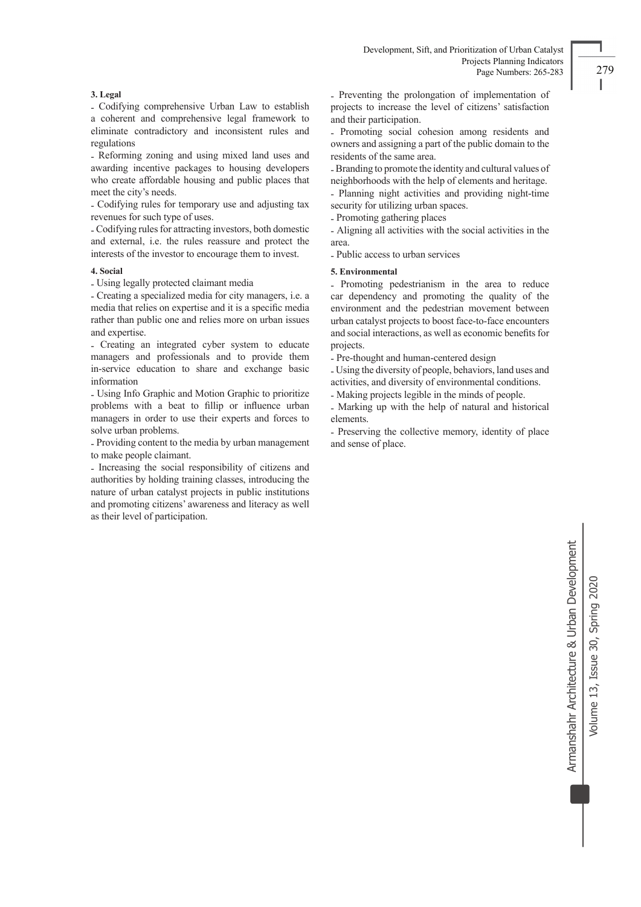**3. Legal**

- Codifying comprehensive Urban Law to establish a coherent and comprehensive legal framework to eliminate contradictory and inconsistent rules and regulations
- Reforming zoning and using mixed land uses and awarding incentive packages to housing developers who create affordable housing and public places that meet the city's needs.
- Codifying rules for temporary use and adjusting tax revenues for such type of uses.
- Codifying rules for attracting investors, both domestic and external, i.e. the rules reassure and protect the interests of the investor to encourage them to invest.

**4. Social**

- Using legally protected claimant media
- Creating a specialized media for city managers, i.e. a media that relies on expertise and it is a specific media rather than public one and relies more on urban issues and expertise.
- Creating an integrated cyber system to educate managers and professionals and to provide them in-service education to share and exchange basic information
- Using Info Graphic and Motion Graphic to prioritize problems with a beat to fillip or influence urban managers in order to use their experts and forces to solve urban problems.
- Providing content to the media by urban management to make people claimant.
- Increasing the social responsibility of citizens and authorities by holding training classes, introducing the nature of urban catalyst projects in public institutions and promoting citizens' awareness and literacy as well as their level of participation.
- Preventing the prolongation of implementation of projects to increase the level of citizens' satisfaction and their participation.
- Promoting social cohesion among residents and owners and assigning a part of the public domain to the residents of the same area.
- Branding to promote the identity and cultural values of neighborhoods with the help of elements and heritage.
- Planning night activities and providing night-time security for utilizing urban spaces.
- Promoting gathering places
- Aligning all activities with the social activities in the area.
- Public access to urban services

**5. Environmental**

- Promoting pedestrianism in the area to reduce car dependency and promoting the quality of the environment and the pedestrian movement between urban catalyst projects to boost face-to-face encounters and social interactions, as well as economic benefits for projects.
- Pre-thought and human-centered design
- Using the diversity of people, behaviors, land uses and activities, and diversity of environmental conditions.
- Making projects legible in the minds of people.
- Marking up with the help of natural and historical elements.
- Preserving the collective memory, identity of place and sense of place.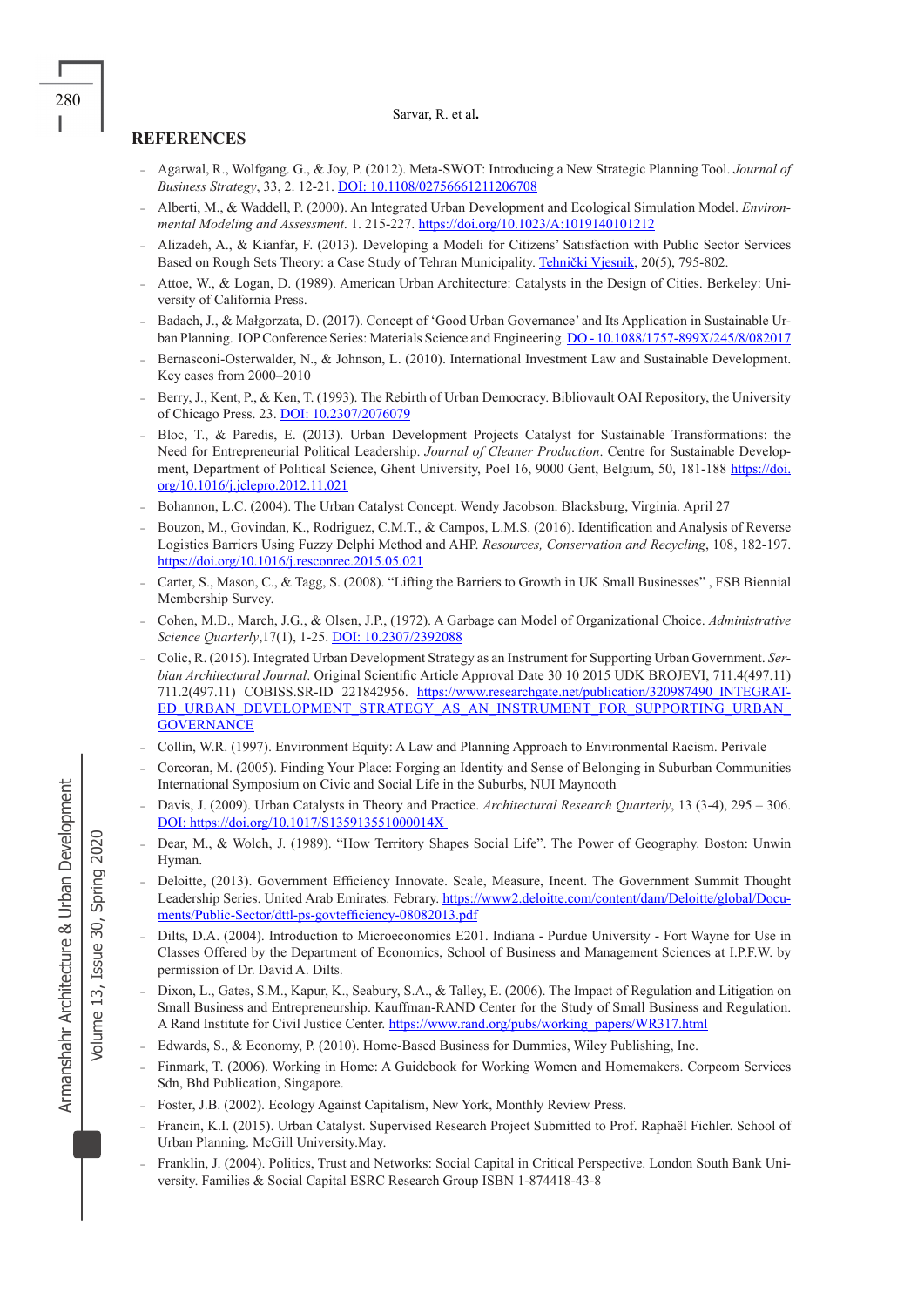## REFERENCES

- Agarwal, R., Wolfgang. G., & Joy, P. (2012). Meta-SWOT: Introducing a New Strategic Planning Tool. *Journal of Business Strategy*, 33, 2. 12-21. DOI: 10.1108/02756661211206708
- Alberti, M., & Waddell, P. (2000). An Integrated Urban Development and Ecological Simulation Model. *Environmental Modeling and Assessment*. 1. 215-227. https://doi.org/10.1023/A:1019140101212
- Alizadeh, A., & Kianfar, F. (2013). Developing a Modeli for Citizens' Satisfaction with Public Sector Services Based on Rough Sets Theory: a Case Study of Tehran Municipality. Tehnički Vjesnik, 20(5), 795-802.
- Attoe, W., & Logan, D. (1989). American Urban Architecture: Catalysts in the Design of Cities. Berkeley: University of California Press.
- Badach, J., & Małgorzata, D. (2017). Concept of 'Good Urban Governance' and Its Application in Sustainable Urban Planning. IOP Conference Series: Materials Science and Engineering. DO - 10.1088/1757-899X/245/8/082017
- Bernasconi-Osterwalder, N., & Johnson, L. (2010). International Investment Law and Sustainable Development. Key cases from 2000–2010
- Berry, J., Kent, P., & Ken, T. (1993). The Rebirth of Urban Democracy. Bibliovault OAI Repository, the University of Chicago Press. 23. DOI: 10.2307/2076079
- Bloc, T., & Paredis, E. (2013). Urban Development Projects Catalyst for Sustainable Transformations: the Need for Entrepreneurial Political Leadership. *Journal of Cleaner Production*. Centre for Sustainable Development, Department of Political Science, Ghent University, Poel 16, 9000 Gent, Belgium, 50, 181-188 https://doi.org/10.1016/j.jclepro.2012.11.021
- Bohannon, L.C. (2004). The Urban Catalyst Concept. Wendy Jacobson. Blacksburg, Virginia. April 27
- Bouzon, M., Govindan, K., Rodriguez, C.M.T., & Campos, L.M.S. (2016). Identification and Analysis of Reverse Logistics Barriers Using Fuzzy Delphi Method and AHP. *Resources, Conservation and Recycling*, 108, 182-197. https://doi.org/10.1016/j.resconrec.2015.05.021
- Carter, S., Mason, C., & Tagg, S. (2008). "Lifting the Barriers to Growth in UK Small Businesses" , FSB Biennial Membership Survey.
- Cohen, M.D., March, J.G., & Olsen, J.P., (1972). A Garbage can Model of Organizational Choice. *Administrative Science Quarterly*,17(1), 1-25. DOI: 10.2307/2392088
- Colic, R. (2015). Integrated Urban Development Strategy as an Instrument for Supporting Urban Government. *Serbian Architectural Journal*. Original Scientific Article Approval Date 30 10 2015 UDK BROJEVI, 711.4(497.11) 711.2(497.11) COBISS.SR-ID 221842956. https://www.researchgate.net/publication/320987490_INTEGRATED_URBAN_DEVELOPMENT_STRATEGY_AS_AN_INSTRUMENT_FOR_SUPPORTING_URBAN_GOVERNANCE
- Collin, W.R. (1997). Environment Equity: A Law and Planning Approach to Environmental Racism. Perivale
- Corcoran, M. (2005). Finding Your Place: Forging an Identity and Sense of Belonging in Suburban Communities International Symposium on Civic and Social Life in the Suburbs, NUI Maynooth
- Davis, J. (2009). Urban Catalysts in Theory and Practice. *Architectural Research Quarterly*, 13 (3-4), 295 – 306. DOI: https://doi.org/10.1017/S135913551000014X
- Dear, M., & Wolch, J. (1989). "How Territory Shapes Social Life". The Power of Geography. Boston: Unwin Hyman.
- Deloitte, (2013). Government Efficiency Innovate. Scale, Measure, Incent. The Government Summit Thought Leadership Series. United Arab Emirates. Febrary. https://www2.deloitte.com/content/dam/Deloitte/global/Documents/Public-Sector/dttl-ps-govtefficiency-08082013.pdf
- Dilts, D.A. (2004). Introduction to Microeconomics E201. Indiana - Purdue University - Fort Wayne for Use in Classes Offered by the Department of Economics, School of Business and Management Sciences at I.P.F.W. by permission of Dr. David A. Dilts.
- Dixon, L., Gates, S.M., Kapur, K., Seabury, S.A., & Talley, E. (2006). The Impact of Regulation and Litigation on Small Business and Entrepreneurship. Kauffman-RAND Center for the Study of Small Business and Regulation. A Rand Institute for Civil Justice Center. https://www.rand.org/pubs/working_papers/WR317.html
- Edwards, S., & Economy, P. (2010). Home-Based Business for Dummies, Wiley Publishing, Inc.
- Finmark, T. (2006). Working in Home: A Guidebook for Working Women and Homemakers. Corpcom Services Sdn, Bhd Publication, Singapore.
- Foster, J.B. (2002). Ecology Against Capitalism, New York, Monthly Review Press.
- Francin, K.I. (2015). Urban Catalyst. Supervised Research Project Submitted to Prof. Raphaël Fichler. School of Urban Planning. McGill University.May.
- Franklin, J. (2004). Politics, Trust and Networks: Social Capital in Critical Perspective. London South Bank University. Families & Social Capital ESRC Research Group ISBN 1-874418-43-8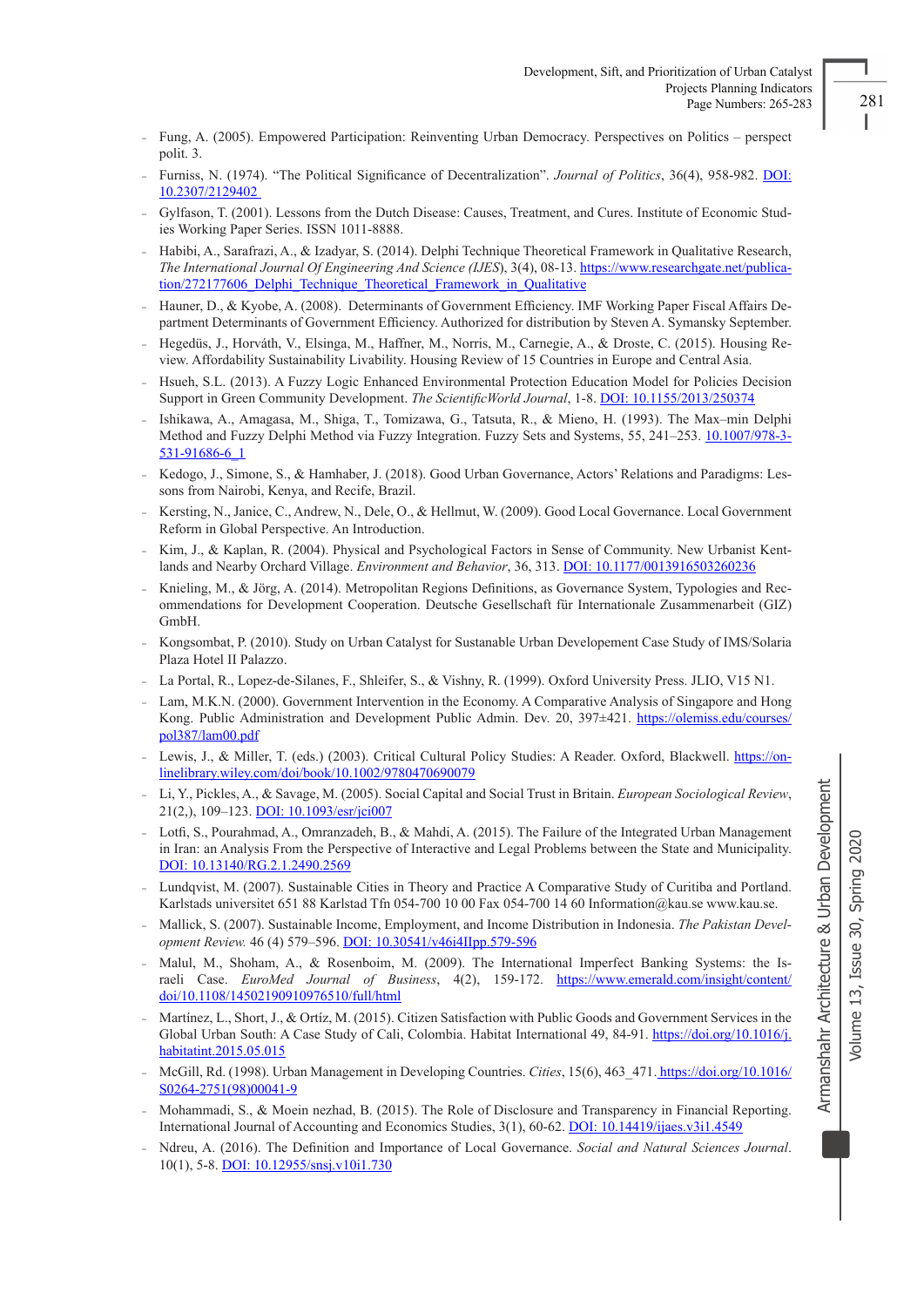- Fung, A. (2005). Empowered Participation: Reinventing Urban Democracy. Perspectives on Politics – perspect polit. 3.
- Furniss, N. (1974). “The Political Significance of Decentralization”. *Journal of Politics*, 36(4), 958-982. DOI: 10.2307/2129402
- Gylfason, T. (2001). Lessons from the Dutch Disease: Causes, Treatment, and Cures. Institute of Economic Studies Working Paper Series. ISSN 1011-8888.
- Habibi, A., Sarafrazi, A., & Izadyar, S. (2014). Delphi Technique Theoretical Framework in Qualitative Research, *The International Journal Of Engineering And Science (IJES*), 3(4), 08-13. https://www.researchgate.net/publication/272177606_Delphi_Technique_Theoretical_Framework_in_Qualitative
- Hauner, D., & Kyobe, A. (2008). Determinants of Government Efficiency. IMF Working Paper Fiscal Affairs Department Determinants of Government Efficiency. Authorized for distribution by Steven A. Symansky September.
- Hegedüs, J., Horváth, V., Elsinga, M., Haffner, M., Norris, M., Carnegie, A., & Droste, C. (2015). Housing Review. Affordability Sustainability Livability. Housing Review of 15 Countries in Europe and Central Asia.
- Hsueh, S.L. (2013). A Fuzzy Logic Enhanced Environmental Protection Education Model for Policies Decision Support in Green Community Development. *The ScientificWorld Journal*, 1-8. DOI: 10.1155/2013/250374
- Ishikawa, A., Amagasa, M., Shiga, T., Tomizawa, G., Tatsuta, R., & Mieno, H. (1993). The Max–min Delphi Method and Fuzzy Delphi Method via Fuzzy Integration. Fuzzy Sets and Systems, 55, 241–253. 10.1007/978-3-531-91686-6_1
- Kedogo, J., Simone, S., & Hamhaber, J. (2018). Good Urban Governance, Actors' Relations and Paradigms: Lessons from Nairobi, Kenya, and Recife, Brazil.
- Kersting, N., Janice, C., Andrew, N., Dele, O., & Hellmut, W. (2009). Good Local Governance. Local Government Reform in Global Perspective. An Introduction.
- Kim, J., & Kaplan, R. (2004). Physical and Psychological Factors in Sense of Community. New Urbanist Kentlands and Nearby Orchard Village. *Environment and Behavior*, 36, 313. DOI: 10.1177/0013916503260236
- Knieling, M., & Jörg, A. (2014). Metropolitan Regions Definitions, as Governance System, Typologies and Recommendations for Development Cooperation. Deutsche Gesellschaft für Internationale Zusammenarbeit (GIZ) GmbH.
- Kongsombat, P. (2010). Study on Urban Catalyst for Sustanable Urban Developement Case Study of IMS/Solaria Plaza Hotel II Palazzo.
- La Portal, R., Lopez-de-Silanes, F., Shleifer, S., & Vishny, R. (1999). Oxford University Press. JLIO, V15 N1.
- Lam, M.K.N. (2000). Government Intervention in the Economy. A Comparative Analysis of Singapore and Hong Kong. Public Administration and Development Public Admin. Dev. 20, 397±421. https://olemiss.edu/courses/pol387/lam00.pdf
- Lewis, J., & Miller, T. (eds.) (2003). Critical Cultural Policy Studies: A Reader. Oxford, Blackwell. https://onlinelibrary.wiley.com/doi/book/10.1002/9780470690079
- Li, Y., Pickles, A., & Savage, M. (2005). Social Capital and Social Trust in Britain. *European Sociological Review*, 21(2,), 109–123. DOI: 10.1093/esr/jci007
- Lotfi, S., Pourahmad, A., Omranzadeh, B., & Mahdi, A. (2015). The Failure of the Integrated Urban Management in Iran: an Analysis From the Perspective of Interactive and Legal Problems between the State and Municipality. DOI: 10.13140/RG.2.1.2490.2569
- Lundqvist, M. (2007). Sustainable Cities in Theory and Practice A Comparative Study of Curitiba and Portland. Karlstads universitet 651 88 Karlstad Tfn 054-700 10 00 Fax 054-700 14 60 Information@kau.se www.kau.se.
- Mallick, S. (2007). Sustainable Income, Employment, and Income Distribution in Indonesia. *The Pakistan Development Review.* 46 (4) 579–596. DOI: 10.30541/v46i4IIpp.579-596
- Malul, M., Shoham, A., & Rosenboim, M. (2009). The International Imperfect Banking Systems: the Israeli Case. *EuroMed Journal of Business*, 4(2), 159-172. https://www.emerald.com/insight/content/doi/10.1108/14502190910976510/full/html
- Martínez, L., Short, J., & Ortíz, M. (2015). Citizen Satisfaction with Public Goods and Government Services in the Global Urban South: A Case Study of Cali, Colombia. Habitat International 49, 84-91. https://doi.org/10.1016/j.habitatint.2015.05.015
- McGill, Rd. (1998). Urban Management in Developing Countries. *Cities*, 15(6), 463_471. https://doi.org/10.1016/S0264-2751(98)00041-9
- Mohammadi, S., & Moein nezhad, B. (2015). The Role of Disclosure and Transparency in Financial Reporting. International Journal of Accounting and Economics Studies, 3(1), 60-62. DOI: 10.14419/ijaes.v3i1.4549
- Ndreu, A. (2016). The Definition and Importance of Local Governance. *Social and Natural Sciences Journal*. 10(1), 5-8. DOI: 10.12955/snsj.v10i1.730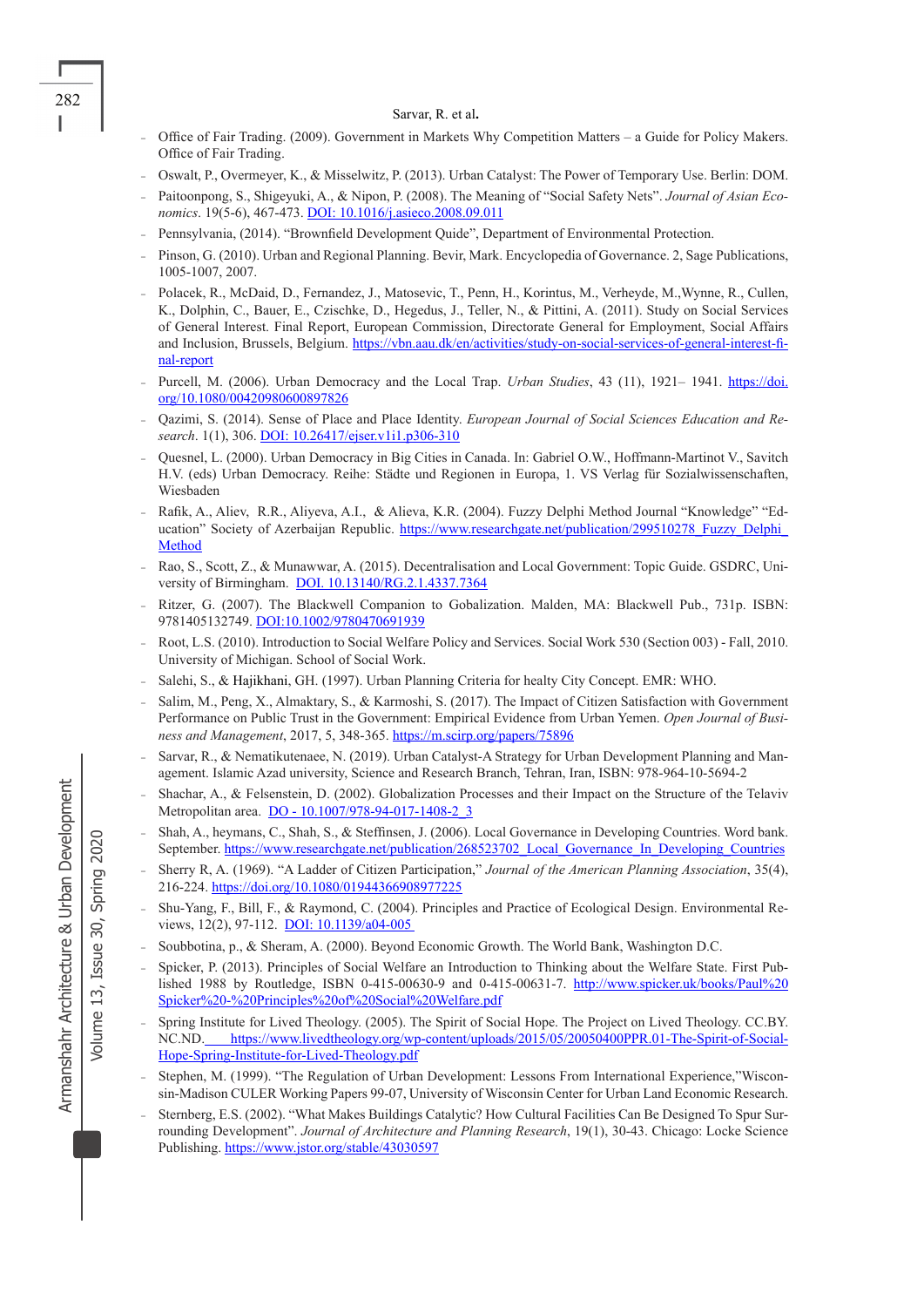- Office of Fair Trading. (2009). Government in Markets Why Competition Matters – a Guide for Policy Makers. Office of Fair Trading.
- Oswalt, P., Overmeyer, K., & Misselwitz, P. (2013). Urban Catalyst: The Power of Temporary Use. Berlin: DOM.
- Paitoonpong, S., Shigeyuki, A., & Nipon, P. (2008). The Meaning of "Social Safety Nets". *Journal of Asian Economics*. 19(5-6), 467-473. DOI: 10.1016/j.asieco.2008.09.011
- Pennsylvania, (2014). "Brownfield Development Quide", Department of Environmental Protection.
- Pinson, G. (2010). Urban and Regional Planning. Bevir, Mark. Encyclopedia of Governance. 2, Sage Publications, 1005-1007, 2007.
- Polacek, R., McDaid, D., Fernandez, J., Matosevic, T., Penn, H., Korintus, M., Verheyde, M.,Wynne, R., Cullen, K., Dolphin, C., Bauer, E., Czischke, D., Hegedus, J., Teller, N., & Pittini, A. (2011). Study on Social Services of General Interest. Final Report, European Commission, Directorate General for Employment, Social Affairs and Inclusion, Brussels, Belgium. https://vbn.aau.dk/en/activities/study-on-social-services-of-general-interest-final-report
- Purcell, M. (2006). Urban Democracy and the Local Trap. *Urban Studies*, 43 (11), 1921– 1941. https://doi.org/10.1080/00420980600897826
- Qazimi, S. (2014). Sense of Place and Place Identity. *European Journal of Social Sciences Education and Research*. 1(1), 306. DOI: 10.26417/ejser.v1i1.p306-310
- Quesnel, L. (2000). Urban Democracy in Big Cities in Canada. In: Gabriel O.W., Hoffmann-Martinot V., Savitch H.V. (eds) Urban Democracy. Reihe: Städte und Regionen in Europa, 1. VS Verlag für Sozialwissenschaften, Wiesbaden
- Rafik, A., Aliev, R.R., Aliyeva, A.I., & Alieva, K.R. (2004). Fuzzy Delphi Method Journal "Knowledge" "Education" Society of Azerbaijan Republic. https://www.researchgate.net/publication/299510278_Fuzzy_Delphi_Method
- Rao, S., Scott, Z., & Munawwar, A. (2015). Decentralisation and Local Government: Topic Guide. GSDRC, University of Birmingham. DOI. 10.13140/RG.2.1.4337.7364
- Ritzer, G. (2007). The Blackwell Companion to Gobalization. Malden, MA: Blackwell Pub., 731p. ISBN: 9781405132749. DOI:10.1002/9780470691939
- Root, L.S. (2010). Introduction to Social Welfare Policy and Services. Social Work 530 (Section 003) - Fall, 2010. University of Michigan. School of Social Work.
- Salehi, S., & Hajikhani, GH. (1997). Urban Planning Criteria for healty City Concept. EMR: WHO.
- Salim, M., Peng, X., Almaktary, S., & Karmoshi, S. (2017). The Impact of Citizen Satisfaction with Government Performance on Public Trust in the Government: Empirical Evidence from Urban Yemen. *Open Journal of Business and Management*, 2017, 5, 348-365. https://m.scirp.org/papers/75896
- Sarvar, R., & Nematikutenaee, N. (2019). Urban Catalyst-A Strategy for Urban Development Planning and Management. Islamic Azad university, Science and Research Branch, Tehran, Iran, ISBN: 978-964-10-5694-2
- Shachar, A., & Felsenstein, D. (2002). Globalization Processes and their Impact on the Structure of the Telaviv Metropolitan area. DO - 10.1007/978-94-017-1408-2_3
- Shah, A., heymans, C., Shah, S., & Steffinsen, J. (2006). Local Governance in Developing Countries. Word bank. September. https://www.researchgate.net/publication/268523702_Local_Governance_In_Developing_Countries
- Sherry R, A. (1969). "A Ladder of Citizen Participation," *Journal of the American Planning Association*, 35(4), 216-224. https://doi.org/10.1080/01944366908977225
- Shu-Yang, F., Bill, F., & Raymond, C. (2004). Principles and Practice of Ecological Design. Environmental Reviews, 12(2), 97-112. DOI: 10.1139/a04-005
- Soubbotina, p., & Sheram, A. (2000). Beyond Economic Growth. The World Bank, Washington D.C.
- Spicker, P. (2013). Principles of Social Welfare an Introduction to Thinking about the Welfare State. First Published 1988 by Routledge, ISBN 0-415-00630-9 and 0-415-00631-7. http://www.spicker.uk/books/Paul%20Spicker%20-%20Principles%20of%20Social%20Welfare.pdf
- Spring Institute for Lived Theology. (2005). The Spirit of Social Hope. The Project on Lived Theology. CC.BY. NC.ND. https://www.livedtheology.org/wp-content/uploads/2015/05/20050400PPR.01-The-Spirit-of-Social-Hope-Spring-Institute-for-Lived-Theology.pdf
- Stephen, M. (1999). "The Regulation of Urban Development: Lessons From International Experience,"Wisconsin-Madison CULER Working Papers 99-07, University of Wisconsin Center for Urban Land Economic Research.
- Sternberg, E.S. (2002). "What Makes Buildings Catalytic? How Cultural Facilities Can Be Designed To Spur Surrounding Development". *Journal of Architecture and Planning Research*, 19(1), 30-43. Chicago: Locke Science Publishing. https://www.jstor.org/stable/43030597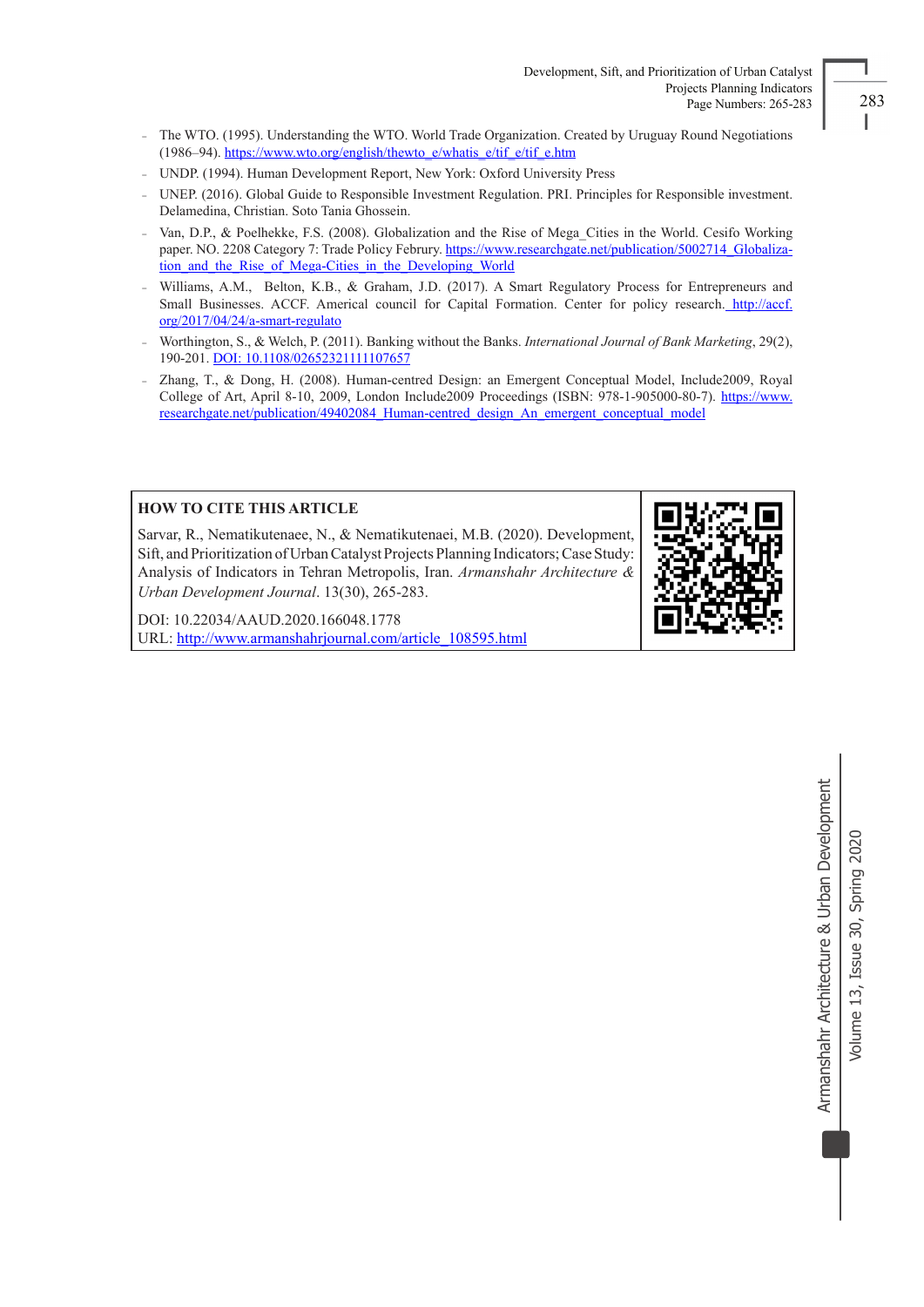- The WTO. (1995). Understanding the WTO. World Trade Organization. Created by Uruguay Round Negotiations (1986–94). https://www.wto.org/english/thewto_e/whatis_e/tif_e/tif_e.htm
- UNDP. (1994). Human Development Report, New York: Oxford University Press
- UNEP. (2016). Global Guide to Responsible Investment Regulation. PRI. Principles for Responsible investment. Delamedina, Christian. Soto Tania Ghossein.
- Van, D.P., & Poelhekke, F.S. (2008). Globalization and the Rise of Mega_Cities in the World. Cesifo Working paper. NO. 2208 Category 7: Trade Policy Februry. https://www.researchgate.net/publication/5002714_Globalization_and_the_Rise_of_Mega-Cities_in_the_Developing_World
- Williams, A.M., Belton, K.B., & Graham, J.D. (2017). A Smart Regulatory Process for Entrepreneurs and Small Businesses. ACCF. Americal council for Capital Formation. Center for policy research. http://accf.org/2017/04/24/a-smart-regulato
- Worthington, S., & Welch, P. (2011). Banking without the Banks. *International Journal of Bank Marketing*, 29(2), 190-201. DOI: 10.1108/02652321111107657
- Zhang, T., & Dong, H. (2008). Human-centred Design: an Emergent Conceptual Model, Include2009, Royal College of Art, April 8-10, 2009, London Include2009 Proceedings (ISBN: 978-1-905000-80-7). https://www.researchgate.net/publication/49402084_Human-centred_design_An_emergent_conceptual_model

**HOW TO CITE THIS ARTICLE**

Sarvar, R., Nematikutenaee, N., & Nematikutenaei, M.B. (2020). Development, Sift, and Prioritization of Urban Catalyst Projects Planning Indicators; Case Study: Analysis of Indicators in Tehran Metropolis, Iran. *Armanshahr Architecture & Urban Development Journal*. 13(30), 265-283.

DOI: 10.22034/AAUD.2020.166048.1778

URL: http://www.armanshahrjournal.com/article_108595.html